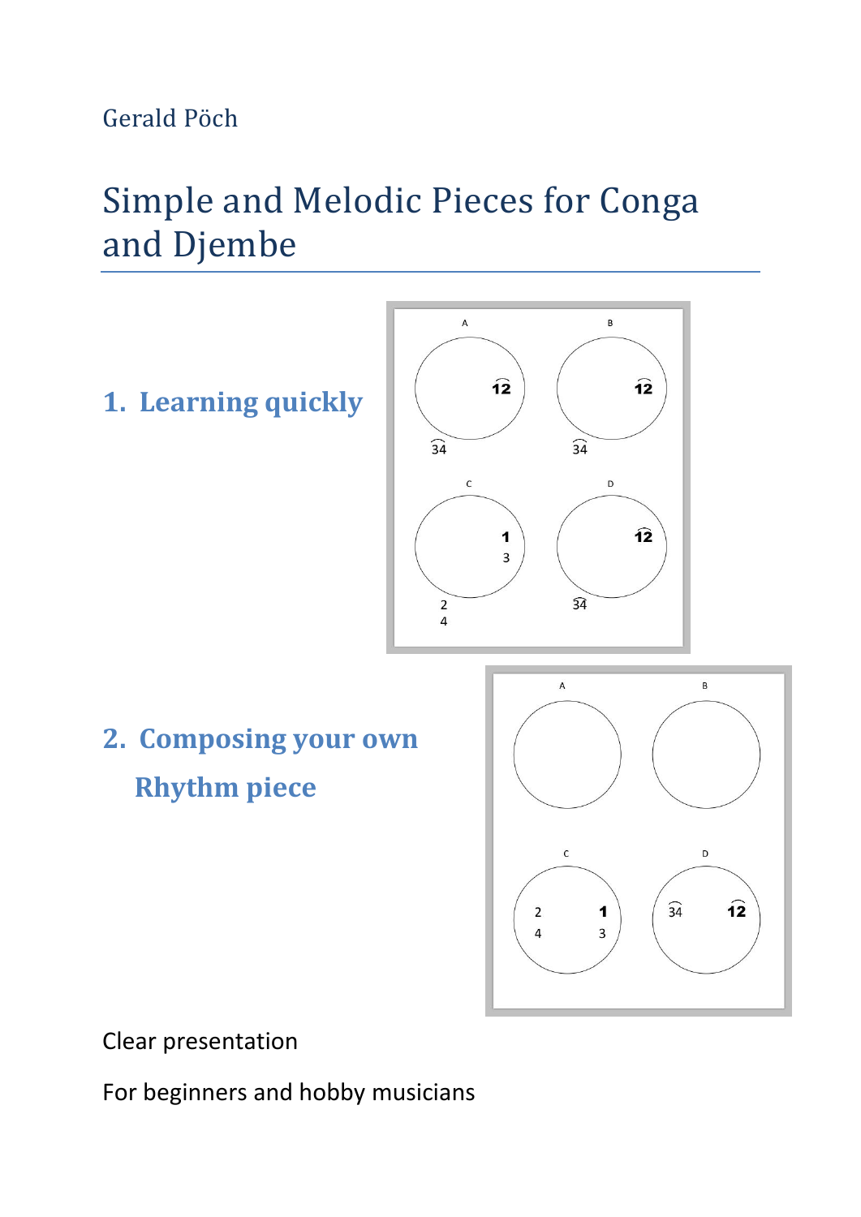Gerald Pöch

# Simple and Melodic Pieces for Conga and Djembe

## 1. Learning quickly

## 2. Composing your own Rhythm piece

Clear presentation

For beginners and hobby musicians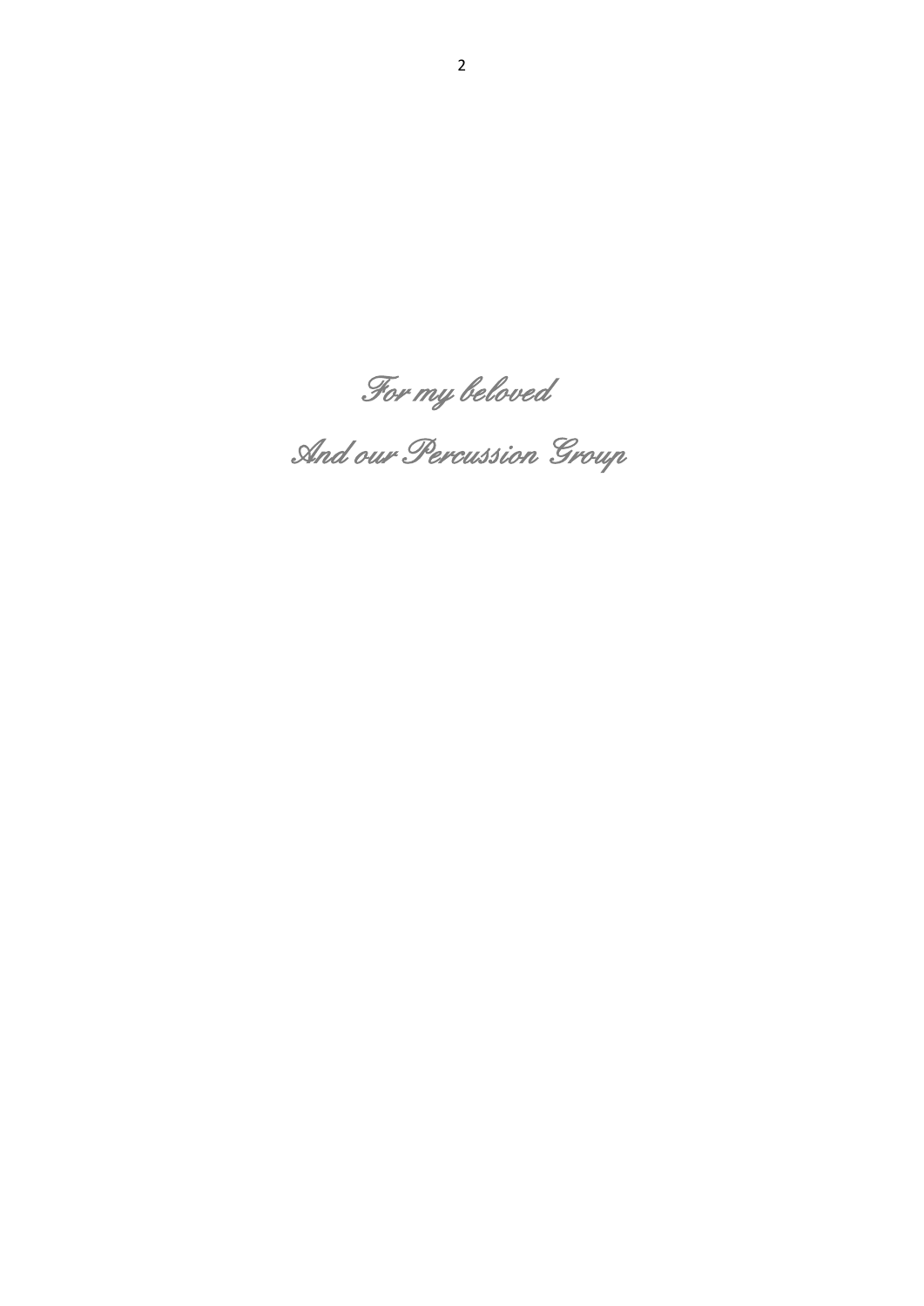*For my beloved*

*And our Percussion Group*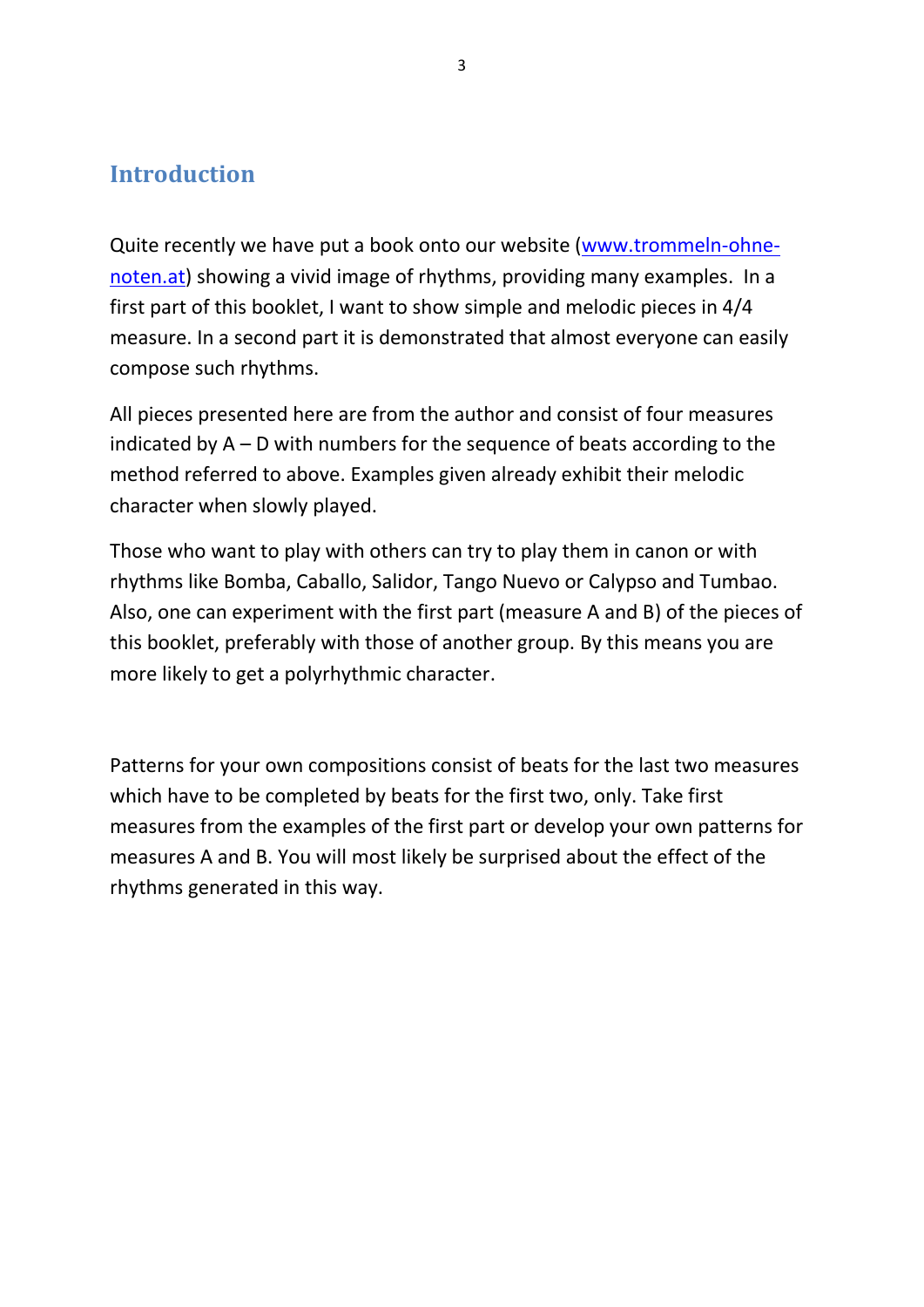## Introduction

Quite recently we have put a book onto our website ([www.trommeln-ohne-noten.at](http://www.trommeln-ohne-noten.at)) showing a vivid image of rhythms, providing many examples. In a first part of this booklet, I want to show simple and melodic pieces in 4/4 measure. In a second part it is demonstrated that almost everyone can easily compose such rhythms.

All pieces presented here are from the author and consist of four measures indicated by A – D with numbers for the sequence of beats according to the method referred to above. Examples given already exhibit their melodic character when slowly played.

Those who want to play with others can try to play them in canon or with rhythms like Bomba, Caballo, Salidor, Tango Nuevo or Calypso and Tumbao. Also, one can experiment with the first part (measure A and B) of the pieces of this booklet, preferably with those of another group. By this means you are more likely to get a polyrhythmic character.

Patterns for your own compositions consist of beats for the last two measures which have to be completed by beats for the first two, only. Take first measures from the examples of the first part or develop your own patterns for measures A and B. You will most likely be surprised about the effect of the rhythms generated in this way.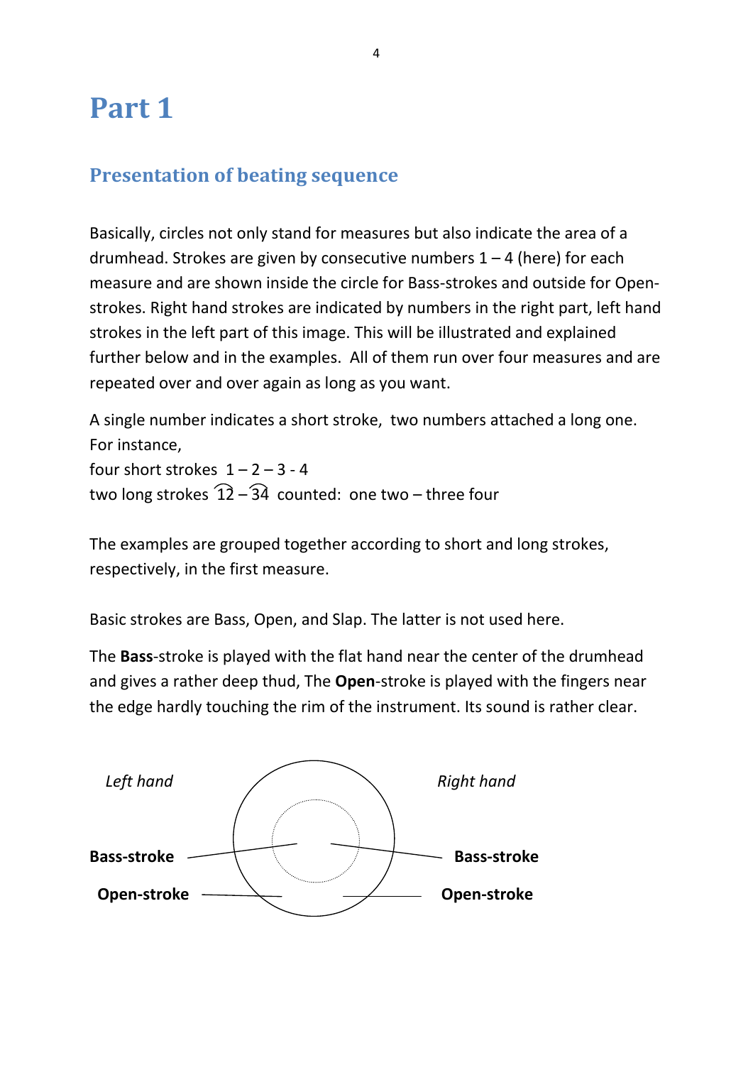# Part 1

## Presentation of beating sequence

Basically, circles not only stand for measures but also indicate the area of a drumhead. Strokes are given by consecutive numbers 1 – 4 (here) for each measure and are shown inside the circle for Bass-strokes and outside for Open-strokes. Right hand strokes are indicated by numbers in the right part, left hand strokes in the left part of this image. This will be illustrated and explained further below and in the examples. All of them run over four measures and are repeated over and over again as long as you want.

A single number indicates a short stroke, two numbers attached a long one. For instance,
four short strokes 1 – 2 – 3 - 4
two long strokes $\overset{\frown}{12}$ – $\overset{\frown}{34}$ counted: one two – three four

The examples are grouped together according to short and long strokes, respectively, in the first measure.

Basic strokes are Bass, Open, and Slap. The latter is not used here.

The **Bass**-stroke is played with the flat hand near the center of the drumhead and gives a rather deep thud, The **Open**-stroke is played with the fingers near the edge hardly touching the rim of the instrument. Its sound is rather clear.

*Left hand* *Right hand*

**Bass-stroke** **Bass-stroke**

**Open-stroke** **Open-stroke**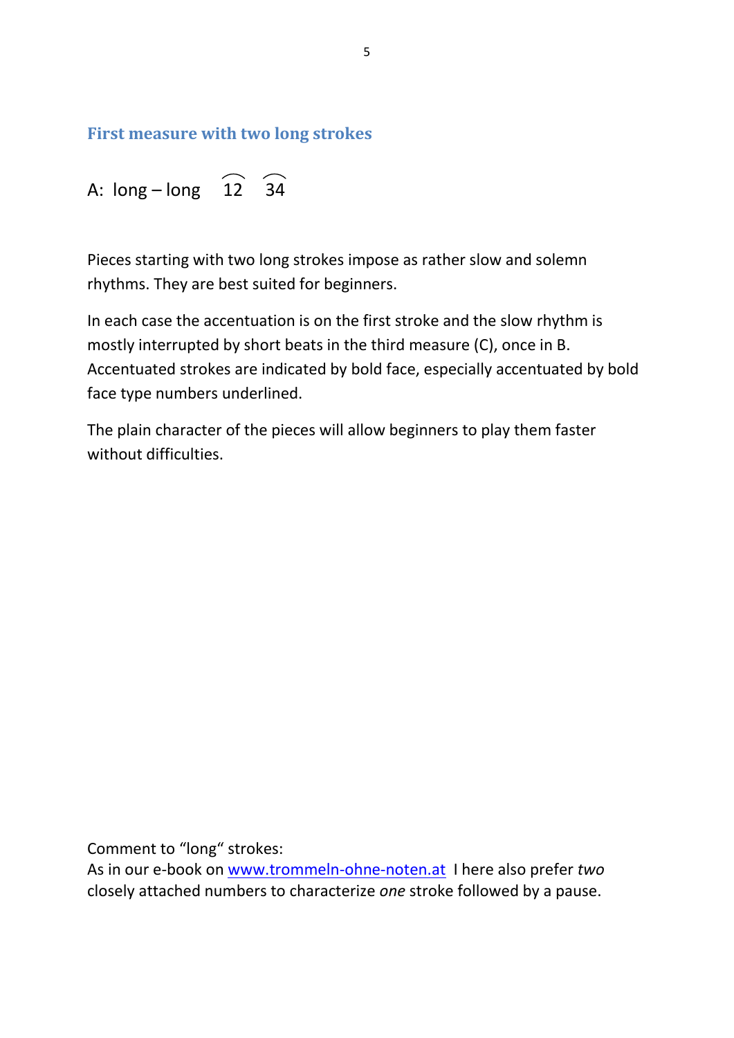## First measure with two long strokes

A: long – long $\overset{\frown}{12}$ $\overset{\frown}{34}$

Pieces starting with two long strokes impose as rather slow and solemn rhythms. They are best suited for beginners.

In each case the accentuation is on the first stroke and the slow rhythm is mostly interrupted by short beats in the third measure (C), once in B. Accentuated strokes are indicated by bold face, especially accentuated by bold face type numbers underlined.

The plain character of the pieces will allow beginners to play them faster without difficulties.

Comment to "long" strokes:
As in our e-book on www.trommeln-ohne-noten.at I here also prefer *two* closely attached numbers to characterize *one* stroke followed by a pause.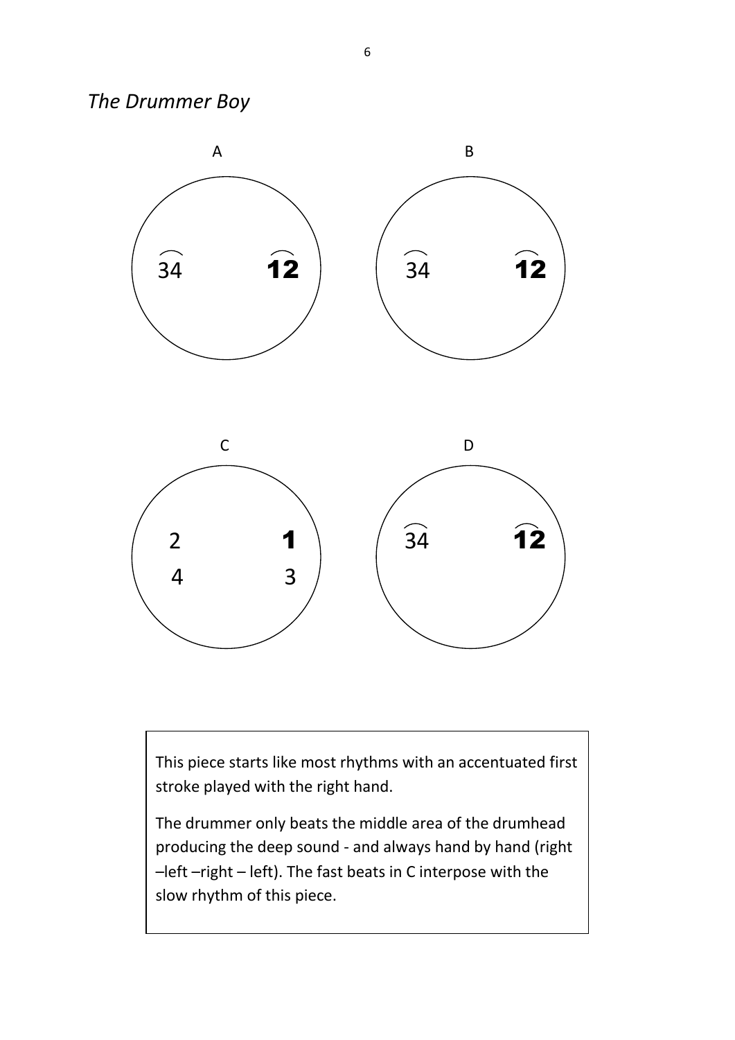*The Drummer Boy*

A

34 **12**

B

34 **12**

C

2 **1**

4 3

D

34 **12**

This piece starts like most rhythms with an accentuated first stroke played with the right hand.

The drummer only beats the middle area of the drumhead producing the deep sound - and always hand by hand (right –left –right – left). The fast beats in C interpose with the slow rhythm of this piece.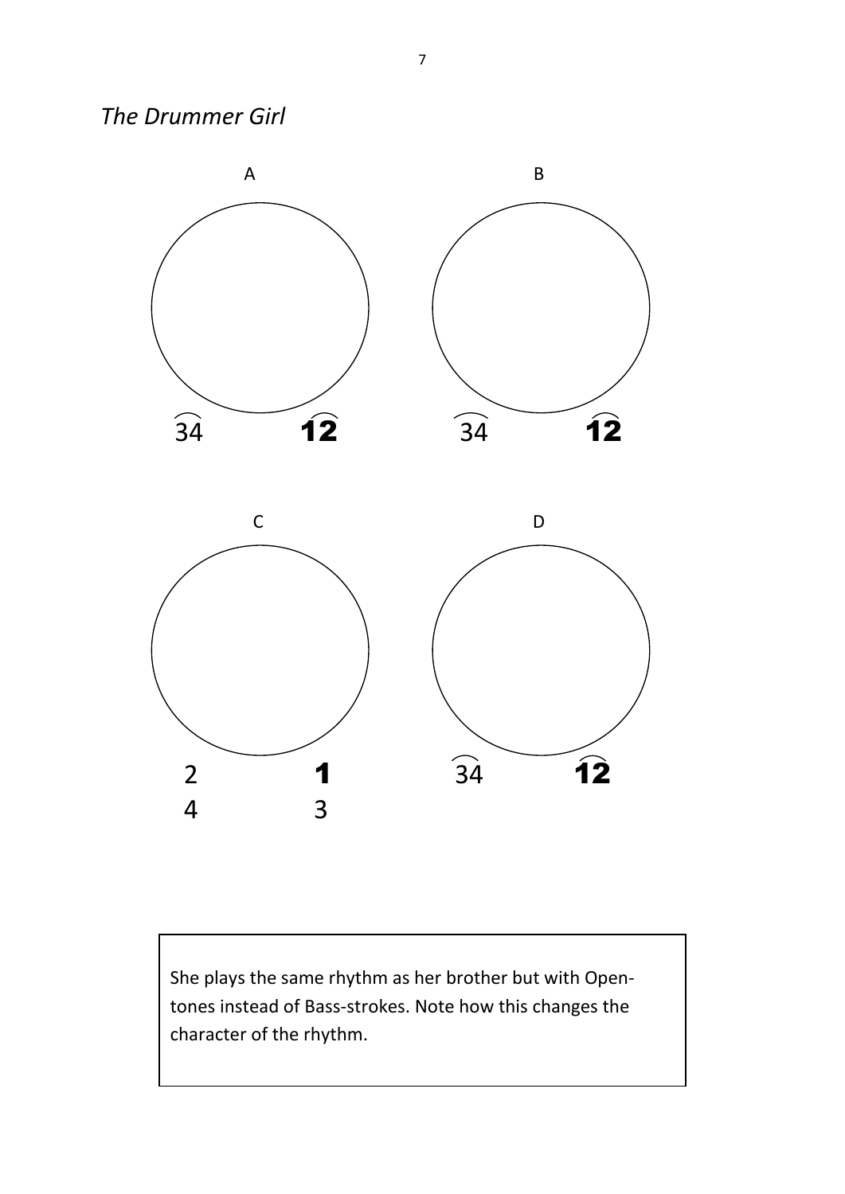*The Drummer Girl*

A

34 **12**

B

34 **12**

C

2 **1**

4 3

D

34 **12**

She plays the same rhythm as her brother but with Open-tones instead of Bass-strokes. Note how this changes the character of the rhythm.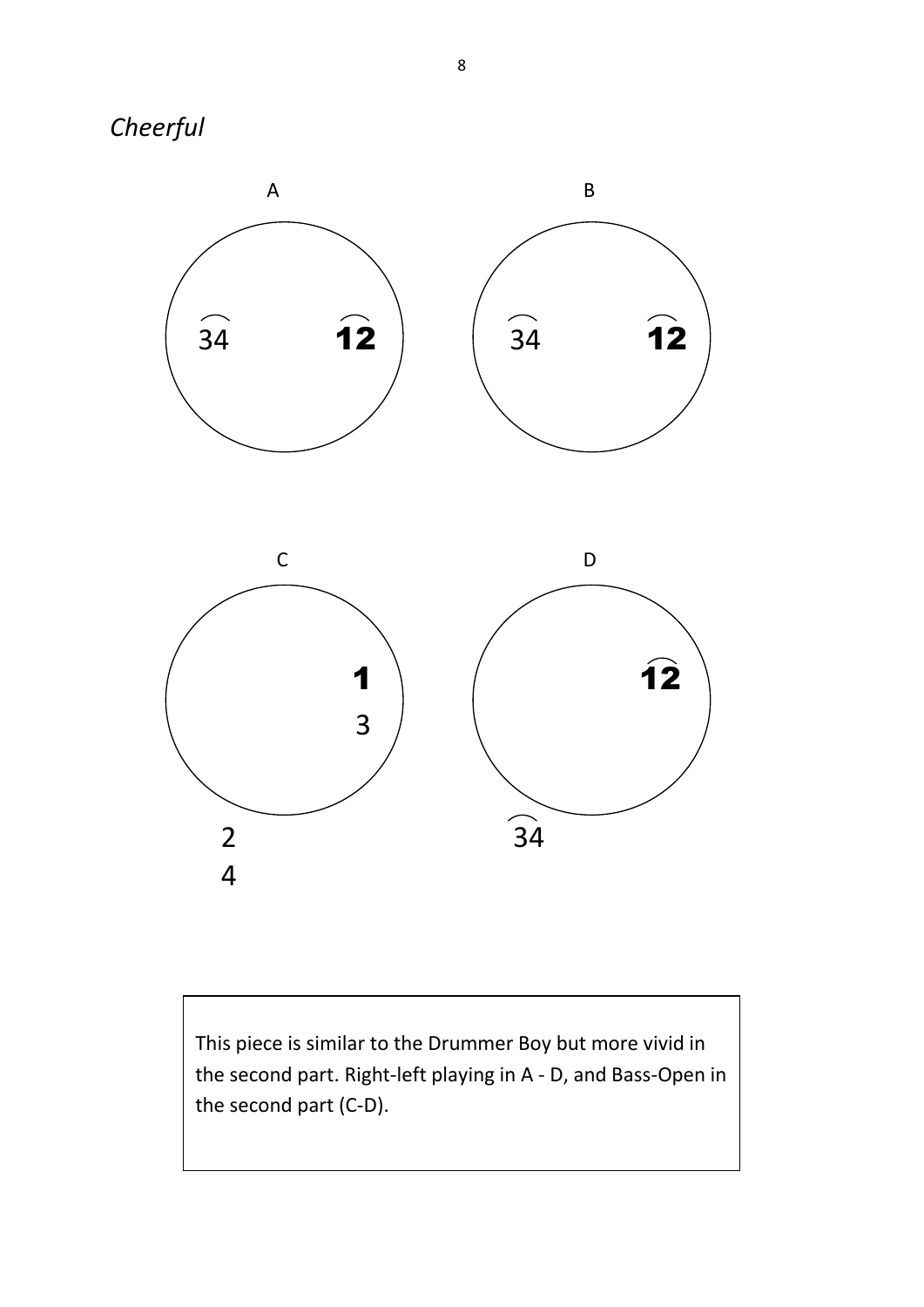*Cheerful*

A

34 **12**

B

34 **12**

C

**1**

3

2

4

D

**12**

34

This piece is similar to the Drummer Boy but more vivid in the second part. Right-left playing in A - D, and Bass-Open in the second part (C-D).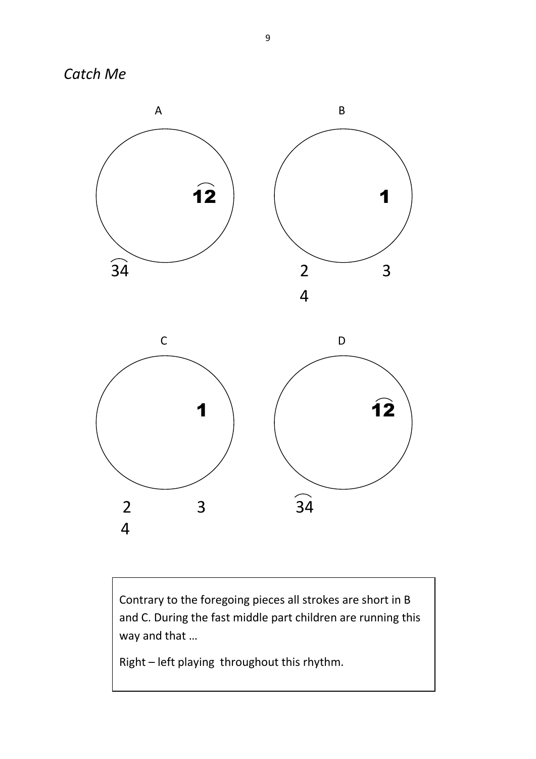*Catch Me*

A

$\overset{\frown}{12}$

$\overset{\frown}{34}$

B

1

2 3

4

C

1

2 3

4

D

$\overset{\frown}{12}$

$\overset{\frown}{34}$

Contrary to the foregoing pieces all strokes are short in B and C. During the fast middle part children are running this way and that …

Right – left playing throughout this rhythm.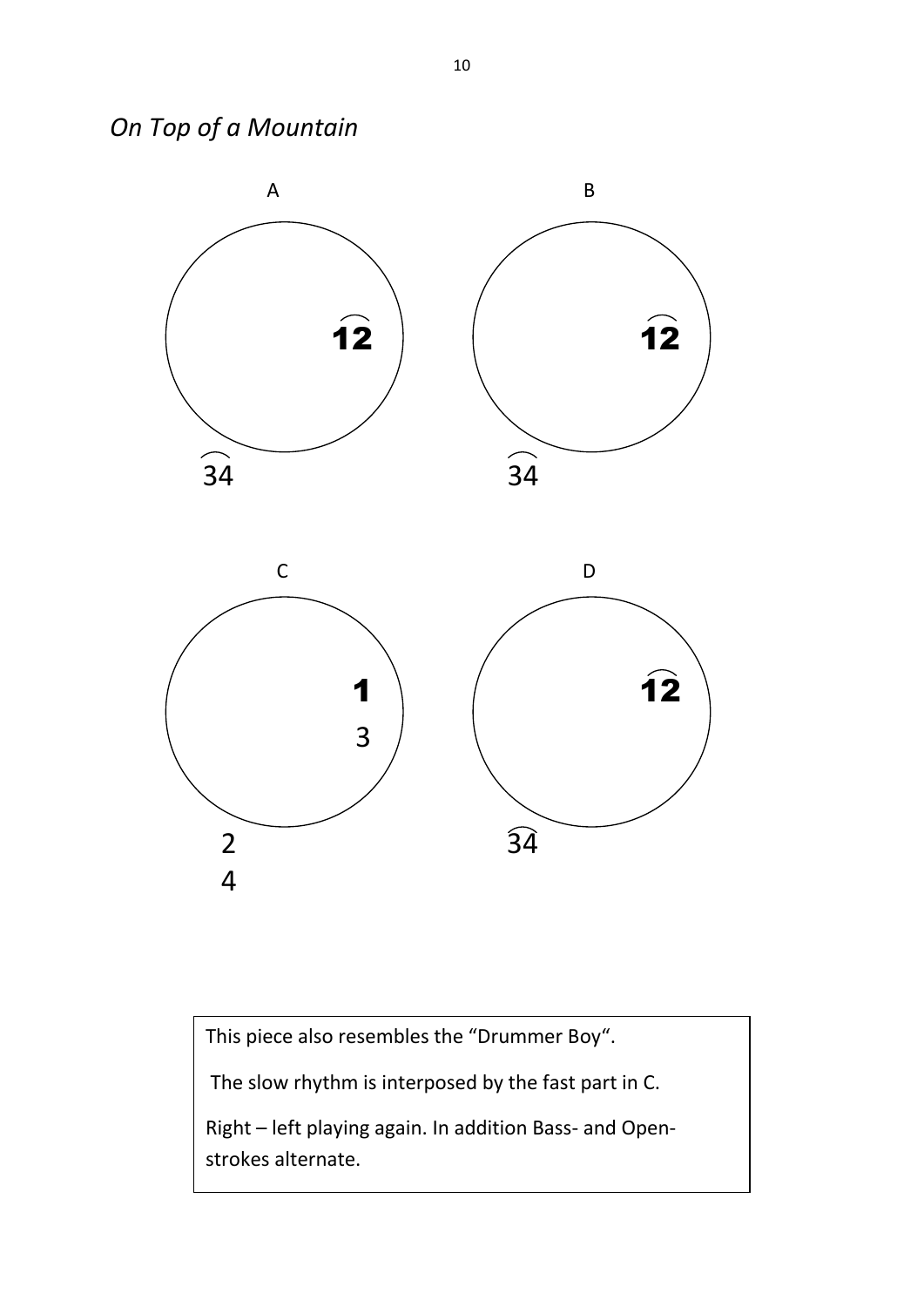*On Top of a Mountain*

A

12

34

B

12

34

C

1

3

2

4

D

12

34

This piece also resembles the "Drummer Boy".

The slow rhythm is interposed by the fast part in C.

Right – left playing again. In addition Bass- and Open-strokes alternate.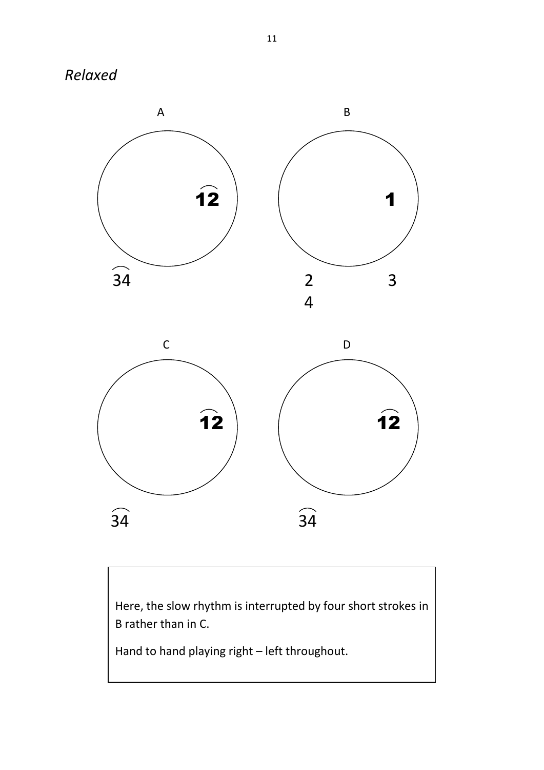*Relaxed*

A

$\overset{\frown}{12}$

$\overset{\frown}{34}$

B

1

2 3

4

C

$\overset{\frown}{12}$

$\overset{\frown}{34}$

D

$\overset{\frown}{12}$

$\overset{\frown}{34}$

Here, the slow rhythm is interrupted by four short strokes in B rather than in C.

Hand to hand playing right – left throughout.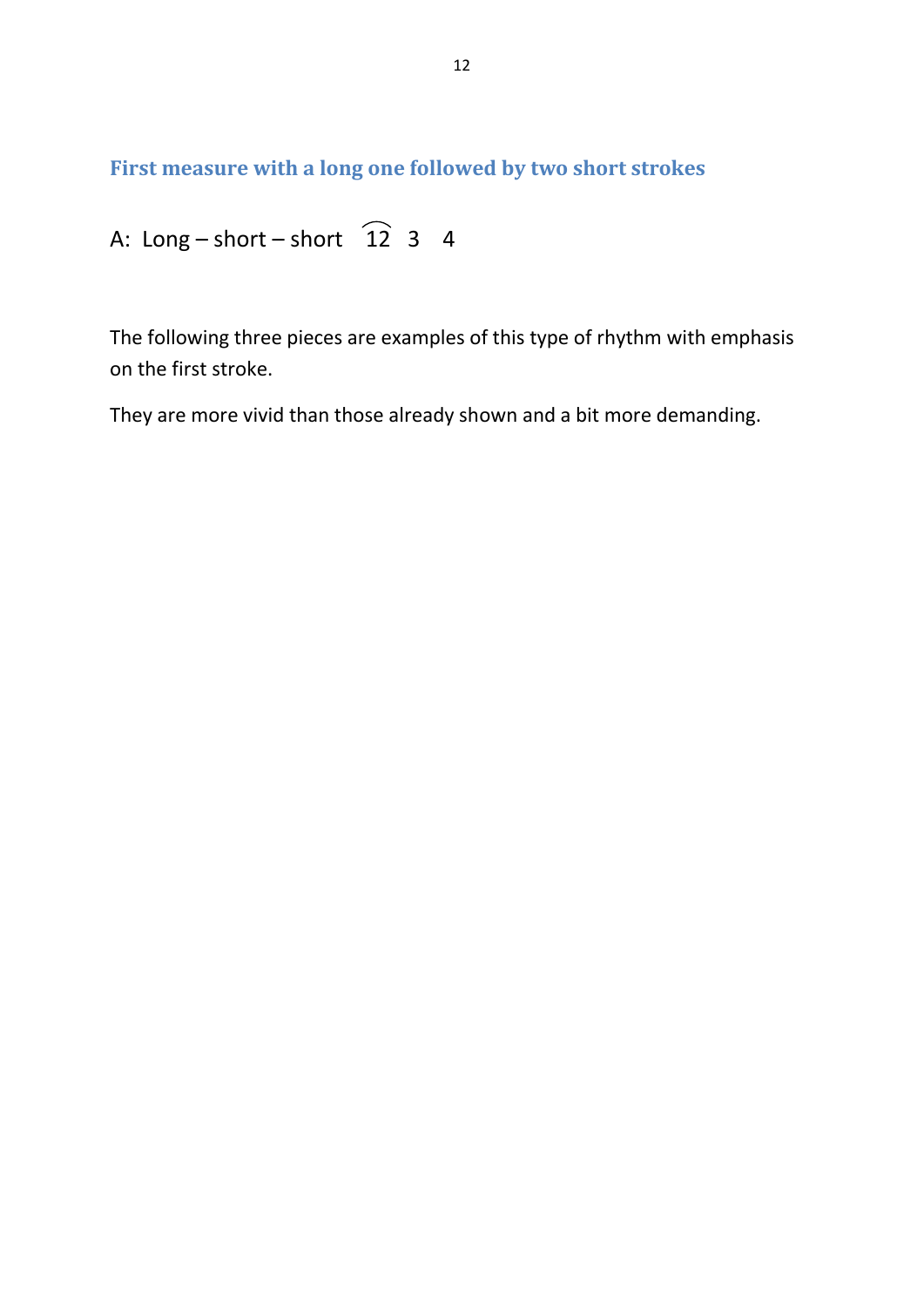## First measure with a long one followed by two short strokes

A: Long – short – short $\overparen{12}$ 3 4

The following three pieces are examples of this type of rhythm with emphasis on the first stroke.

They are more vivid than those already shown and a bit more demanding.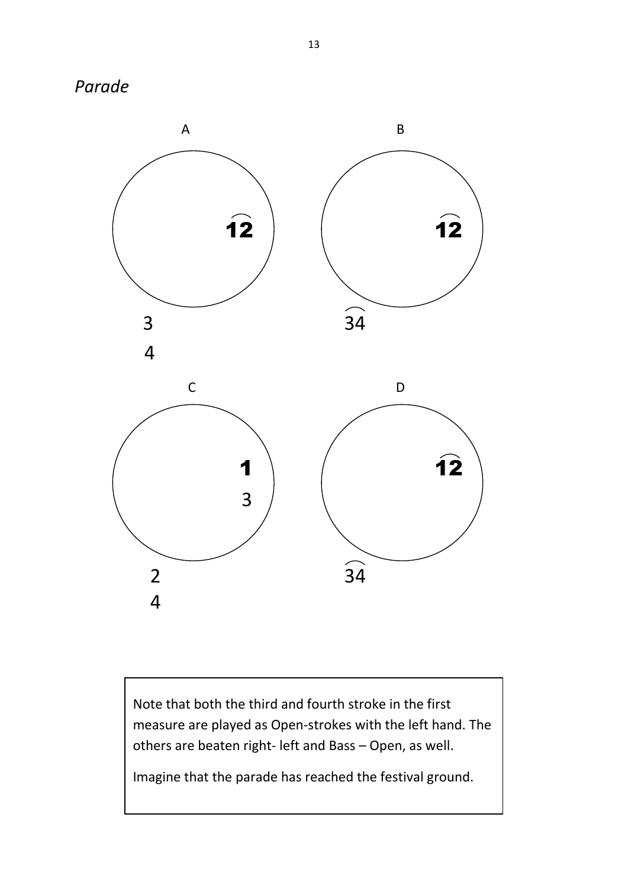*Parade*

A

$\overset{\frown}{\mathbf{12}}$

3

4

B

$\overset{\frown}{\mathbf{12}}$

$\overset{\frown}{34}$

C

**1**

3

2

4

D

$\overset{\frown}{\mathbf{12}}$

$\overset{\frown}{34}$

Note that both the third and fourth stroke in the first measure are played as Open-strokes with the left hand. The others are beaten right- left and Bass – Open, as well.

Imagine that the parade has reached the festival ground.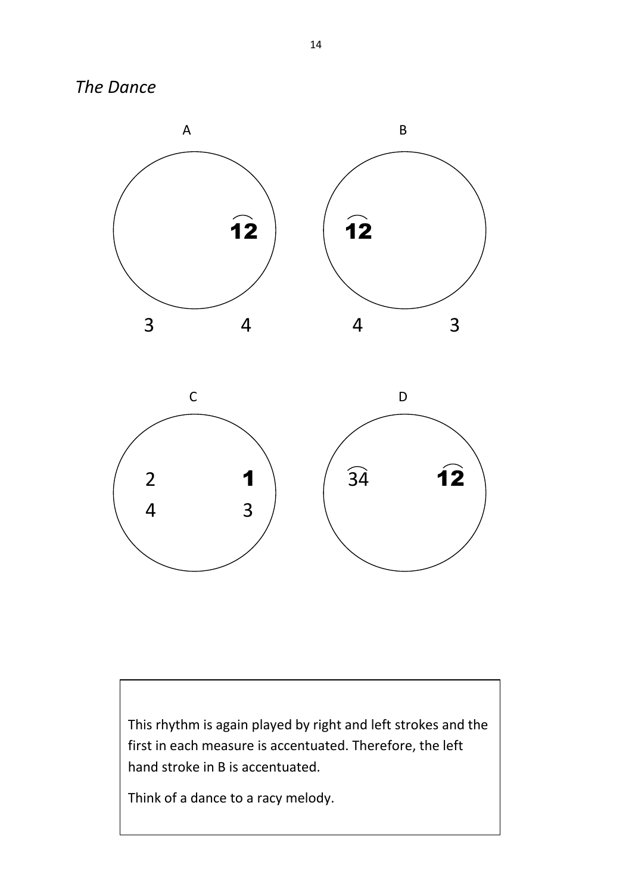*The Dance*

A

$\overset{\frown}{\mathbf{12}}$

3 4

B

$\overset{\frown}{\mathbf{12}}$

4 3

C

2 **1**

4 3

D

$\overset{\frown}{34}$ $\overset{\frown}{\mathbf{12}}$

This rhythm is again played by right and left strokes and the first in each measure is accentuated. Therefore, the left hand stroke in B is accentuated.

Think of a dance to a racy melody.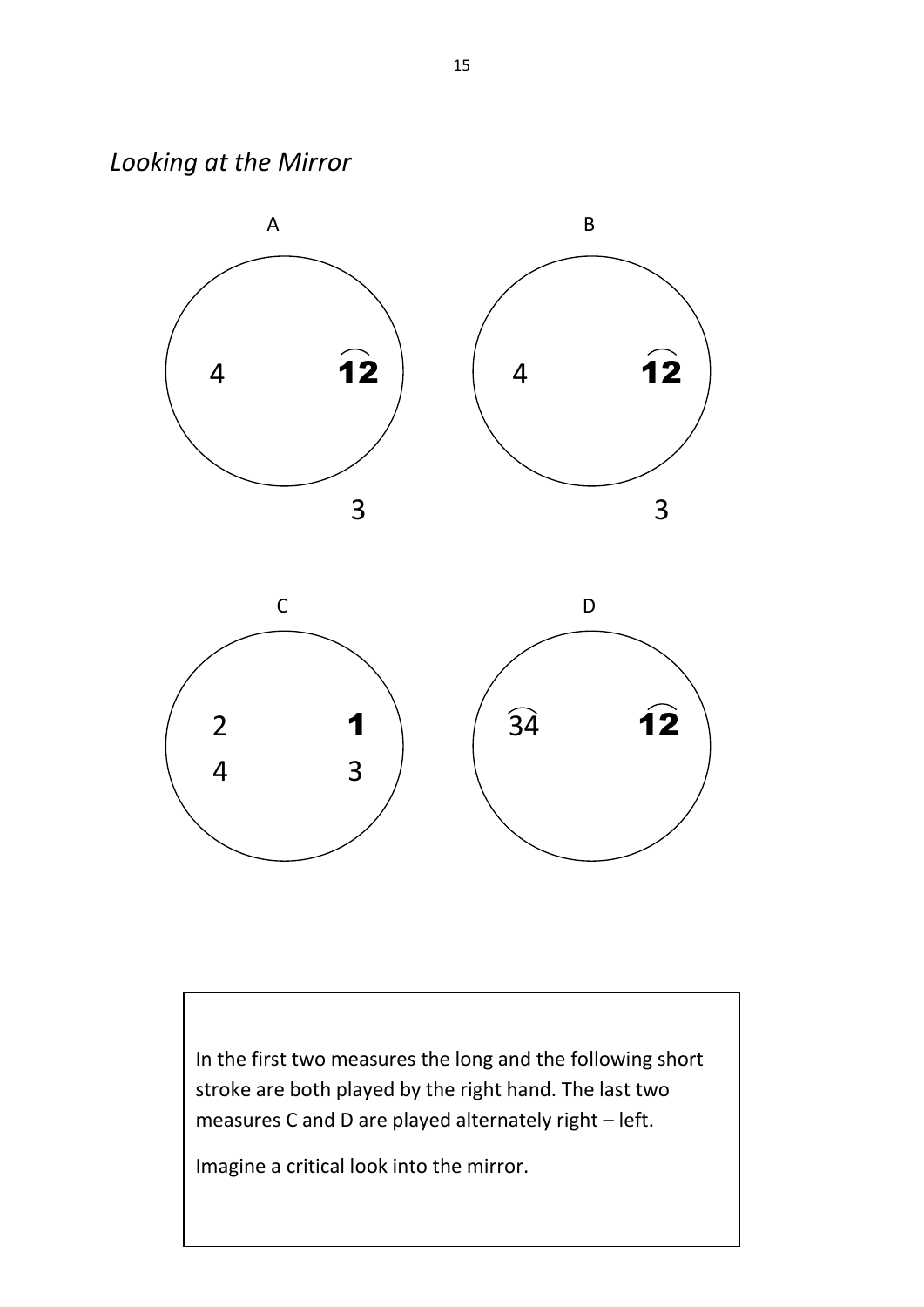*Looking at the Mirror*

A

4 12

3

B

4 12

3

C

2 1

4 3

D

34 12

In the first two measures the long and the following short stroke are both played by the right hand. The last two measures C and D are played alternately right – left.

Imagine a critical look into the mirror.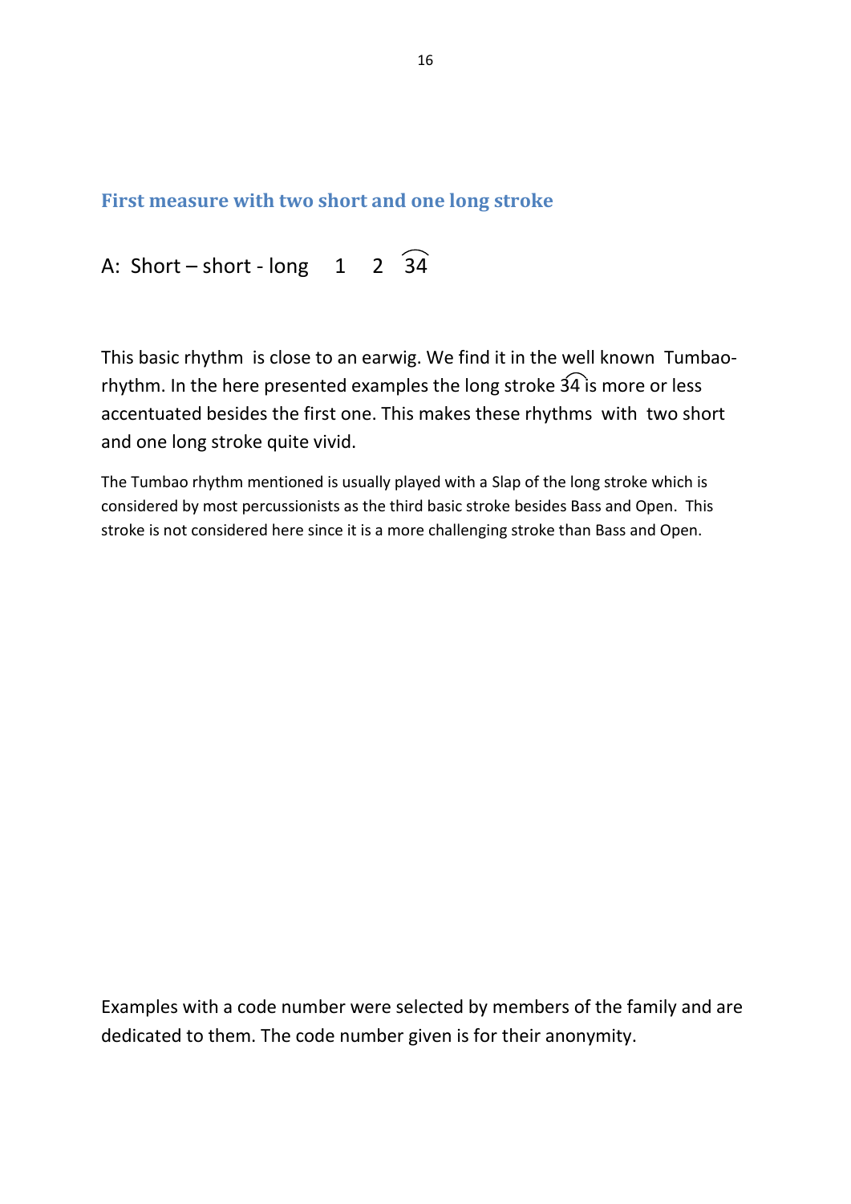## First measure with two short and one long stroke

A: Short – short - long    1    2    $\widehat{34}$

This basic rhythm is close to an earwig. We find it in the well known Tumbao-rhythm. In the here presented examples the long stroke $\widehat{34}$ is more or less accentuated besides the first one. This makes these rhythms with two short and one long stroke quite vivid.

The Tumbao rhythm mentioned is usually played with a Slap of the long stroke which is considered by most percussionists as the third basic stroke besides Bass and Open. This stroke is not considered here since it is a more challenging stroke than Bass and Open.

Examples with a code number were selected by members of the family and are dedicated to them. The code number given is for their anonymity.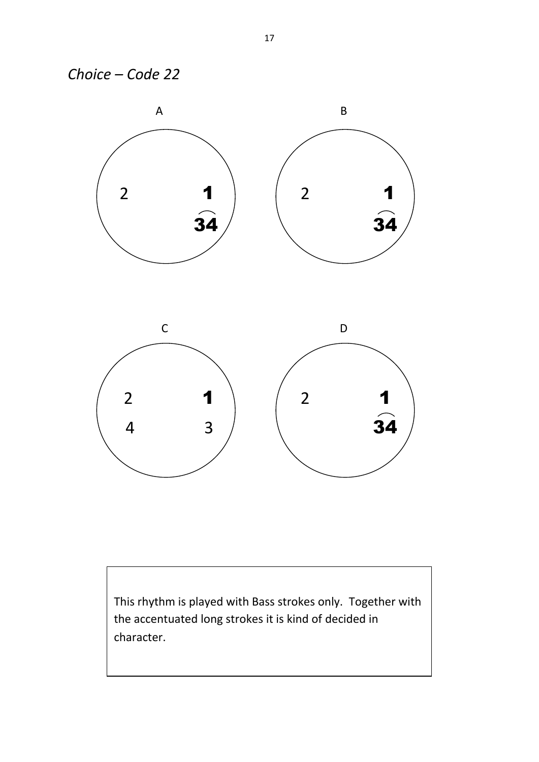*Choice – Code 22*

A

2 **1**
**34** (tied)

B

2 **1**
**34** (tied)

C

2 **1**
4 3

D

2 **1**
**34** (tied)

This rhythm is played with Bass strokes only. Together with the accentuated long strokes it is kind of decided in character.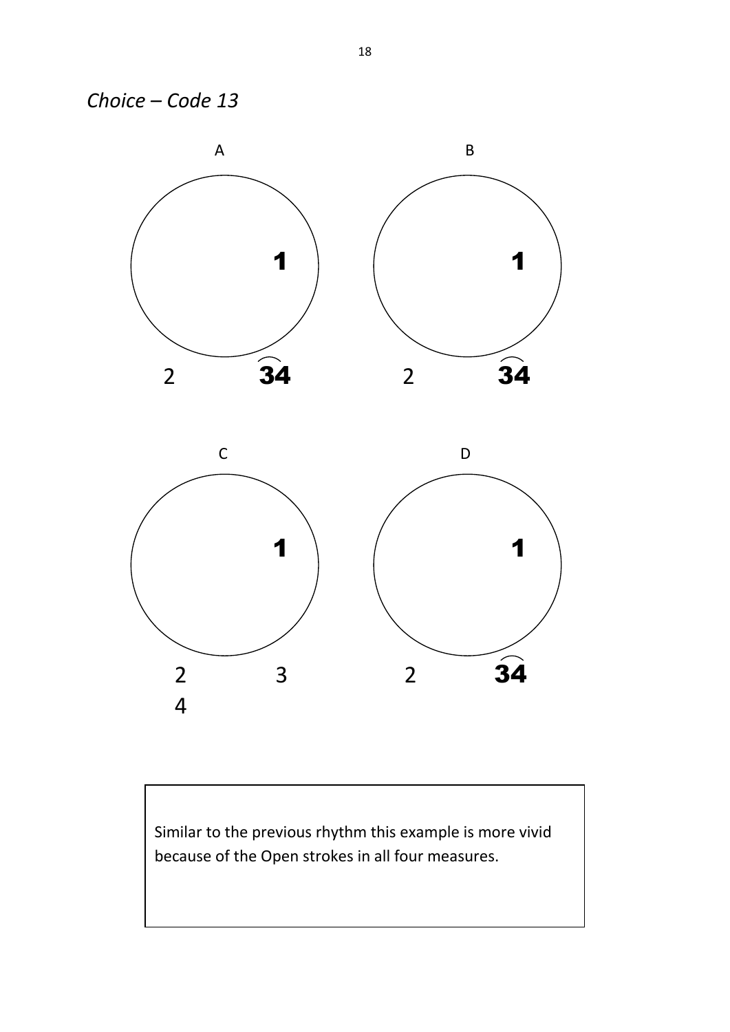*Choice – Code 13*

A

**1**

2 **3͡4**

B

**1**

2 **3͡4**

C

**1**

2 3

4

D

**1**

2 **3͡4**

Similar to the previous rhythm this example is more vivid because of the Open strokes in all four measures.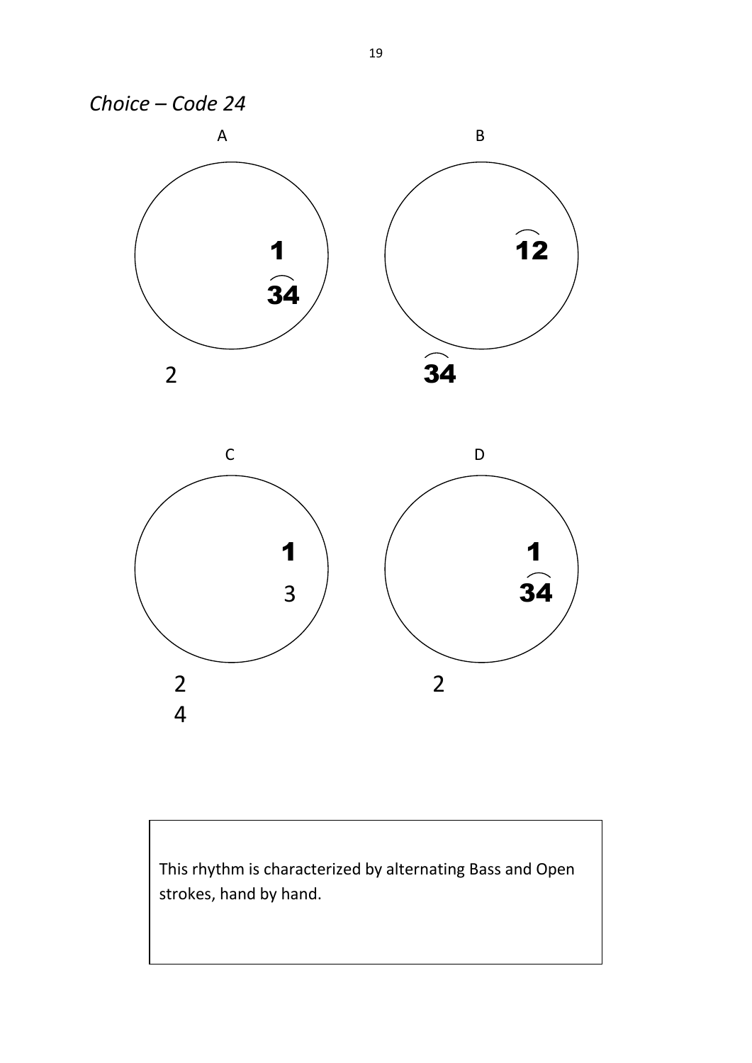*Choice – Code 24*

A

1

$\widehat{34}$

2

B

$\widehat{12}$

$\widehat{34}$

C

1

3

2
4

D

1

$\widehat{34}$

2

This rhythm is characterized by alternating Bass and Open strokes, hand by hand.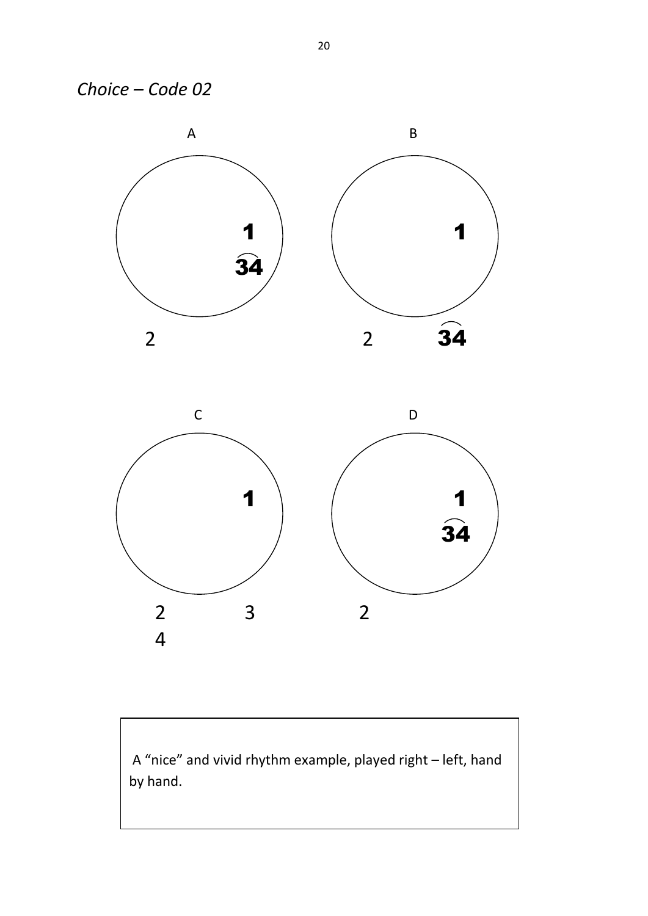*Choice – Code 02*

A

1

$\overset{\frown}{34}$

2

B

1

2 $\overset{\frown}{34}$

C

1

2 3

4

D

1

$\overset{\frown}{34}$

2

A "nice" and vivid rhythm example, played right – left, hand by hand.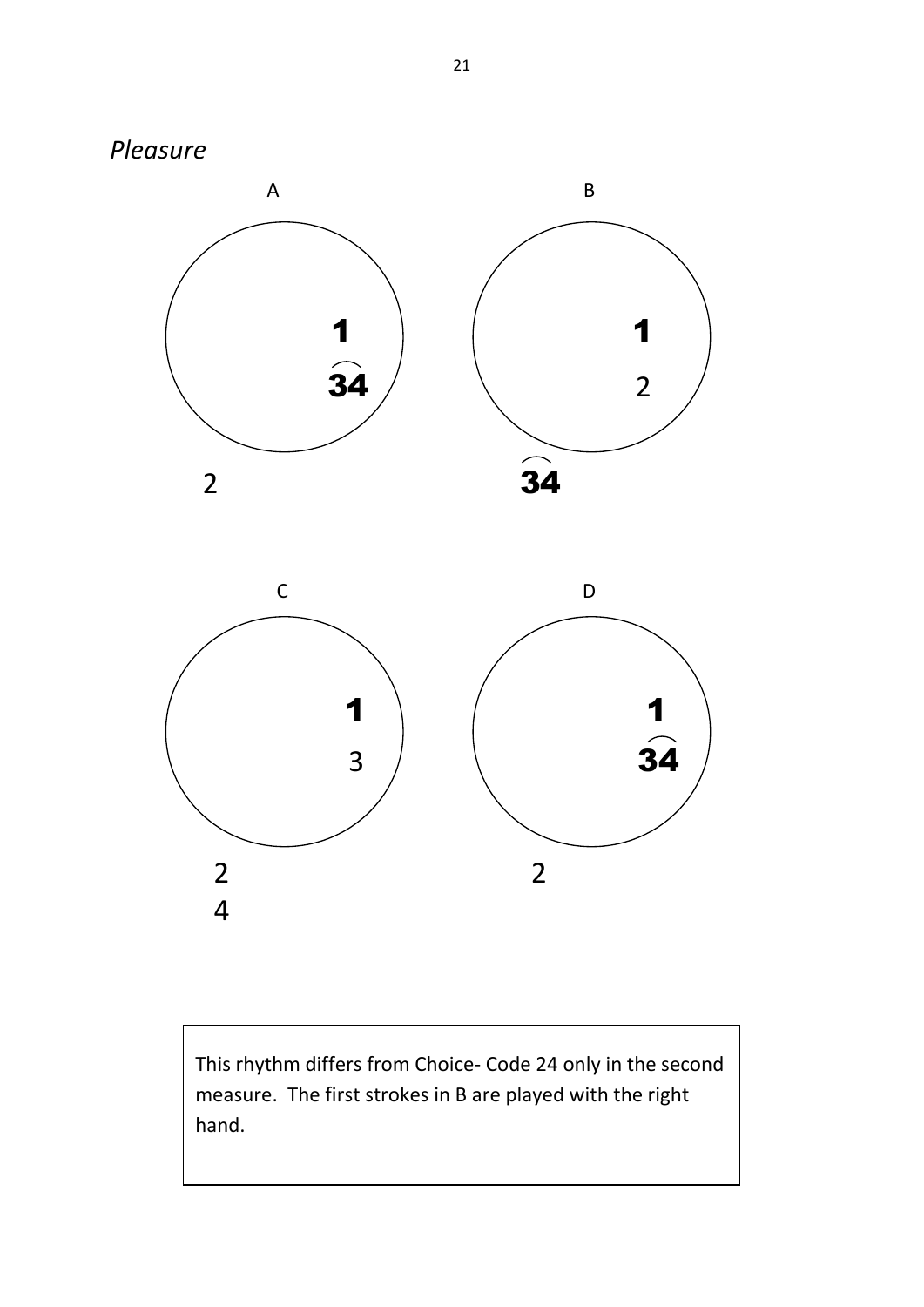*Pleasure*

A

1

$\overset{\frown}{34}$

2

B

1

2

$\overset{\frown}{34}$

C

1

3

2

4

D

1

$\overset{\frown}{34}$

2

This rhythm differs from Choice- Code 24 only in the second measure. The first strokes in B are played with the right hand.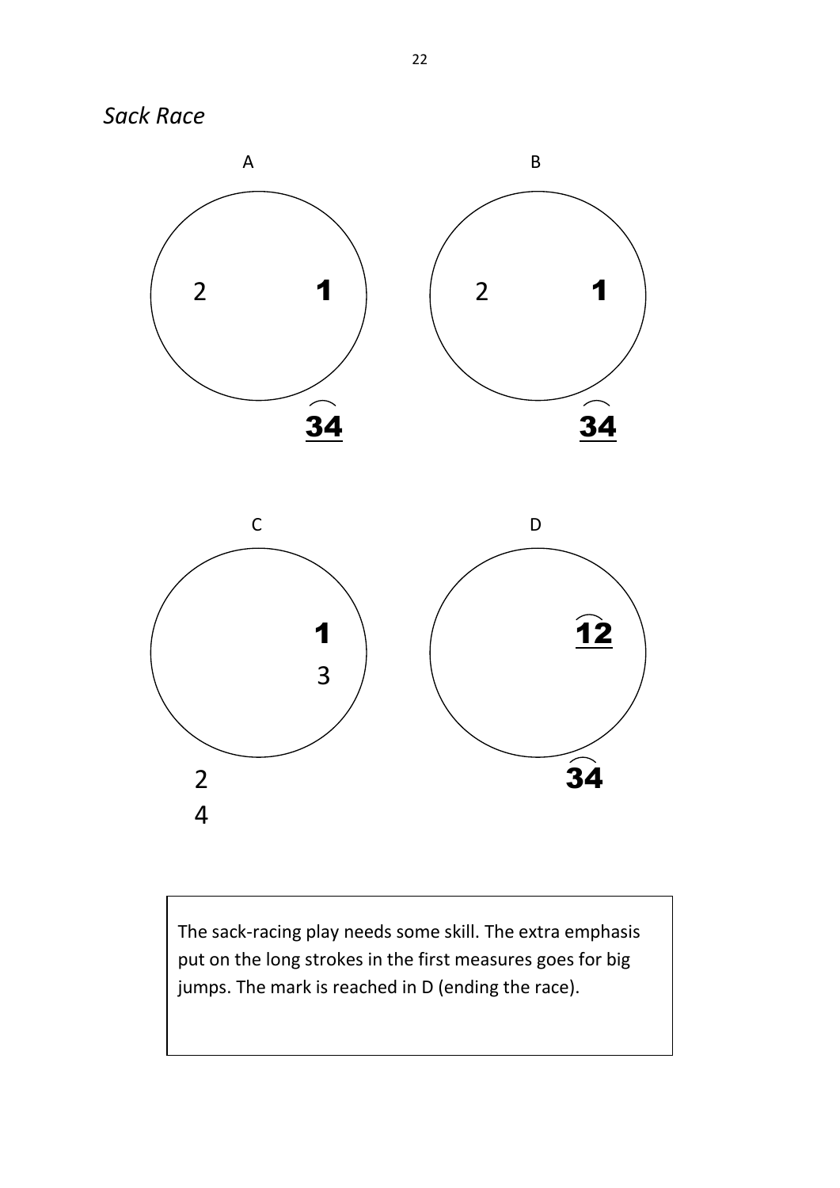*Sack Race*

A

2 **1**

**34**

B

2 **1**

**34**

C

**1**

3

2

4

D

**12**

**34**

The sack-racing play needs some skill. The extra emphasis put on the long strokes in the first measures goes for big jumps. The mark is reached in D (ending the race).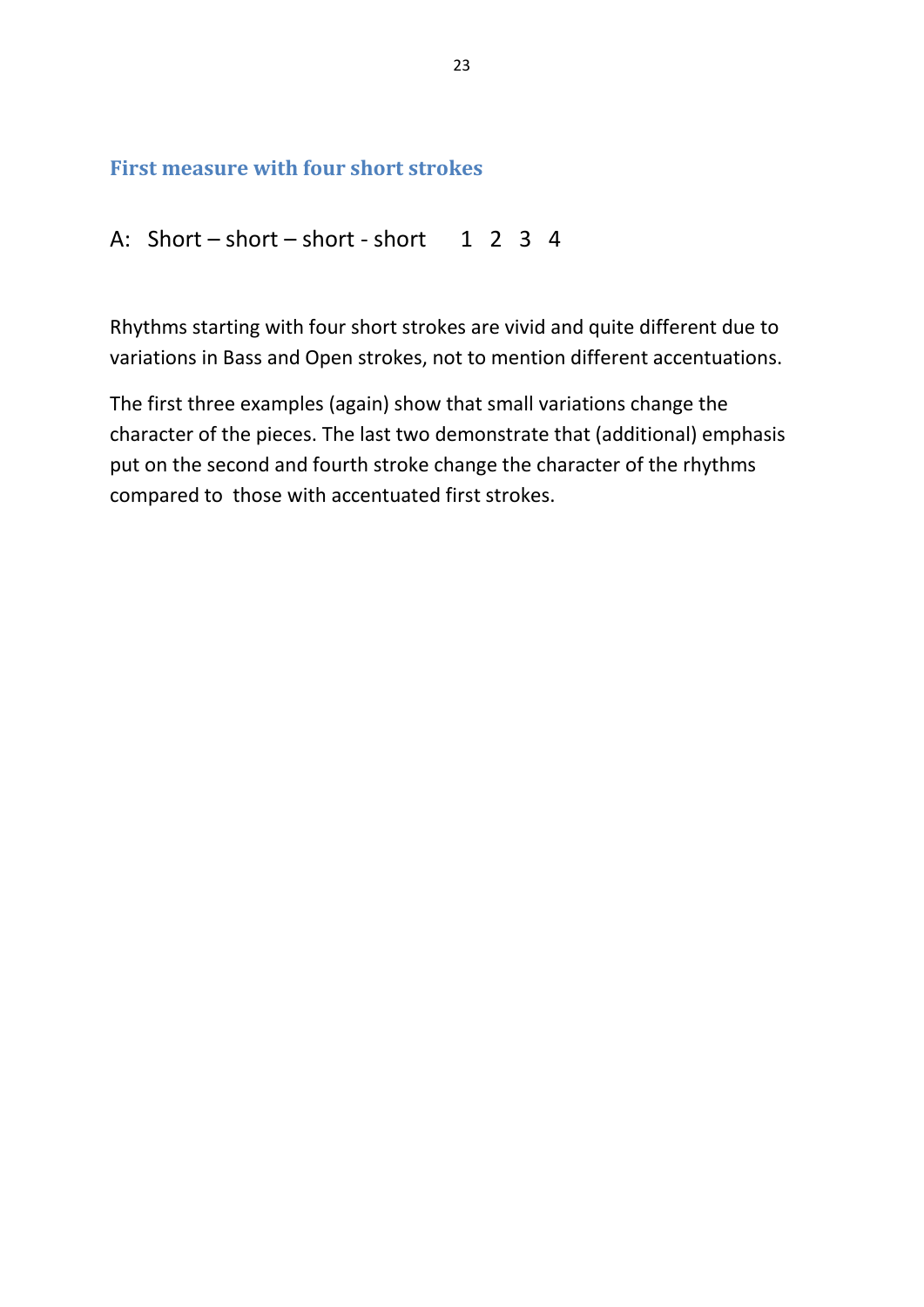## First measure with four short strokes

A: Short – short – short - short   1 2 3 4

Rhythms starting with four short strokes are vivid and quite different due to variations in Bass and Open strokes, not to mention different accentuations.

The first three examples (again) show that small variations change the character of the pieces. The last two demonstrate that (additional) emphasis put on the second and fourth stroke change the character of the rhythms compared to those with accentuated first strokes.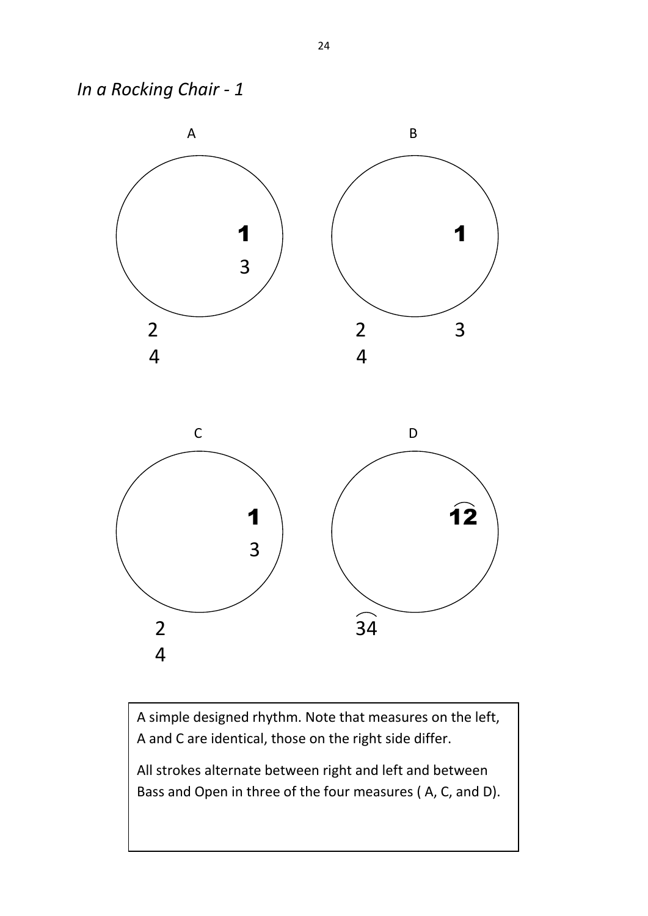*In a Rocking Chair - 1*

A

**1**

3

2

4

B

**1**

2

3

4

C

**1**

3

2

4

D

**12**

34

A simple designed rhythm. Note that measures on the left, A and C are identical, those on the right side differ.

All strokes alternate between right and left and between Bass and Open in three of the four measures ( A, C, and D).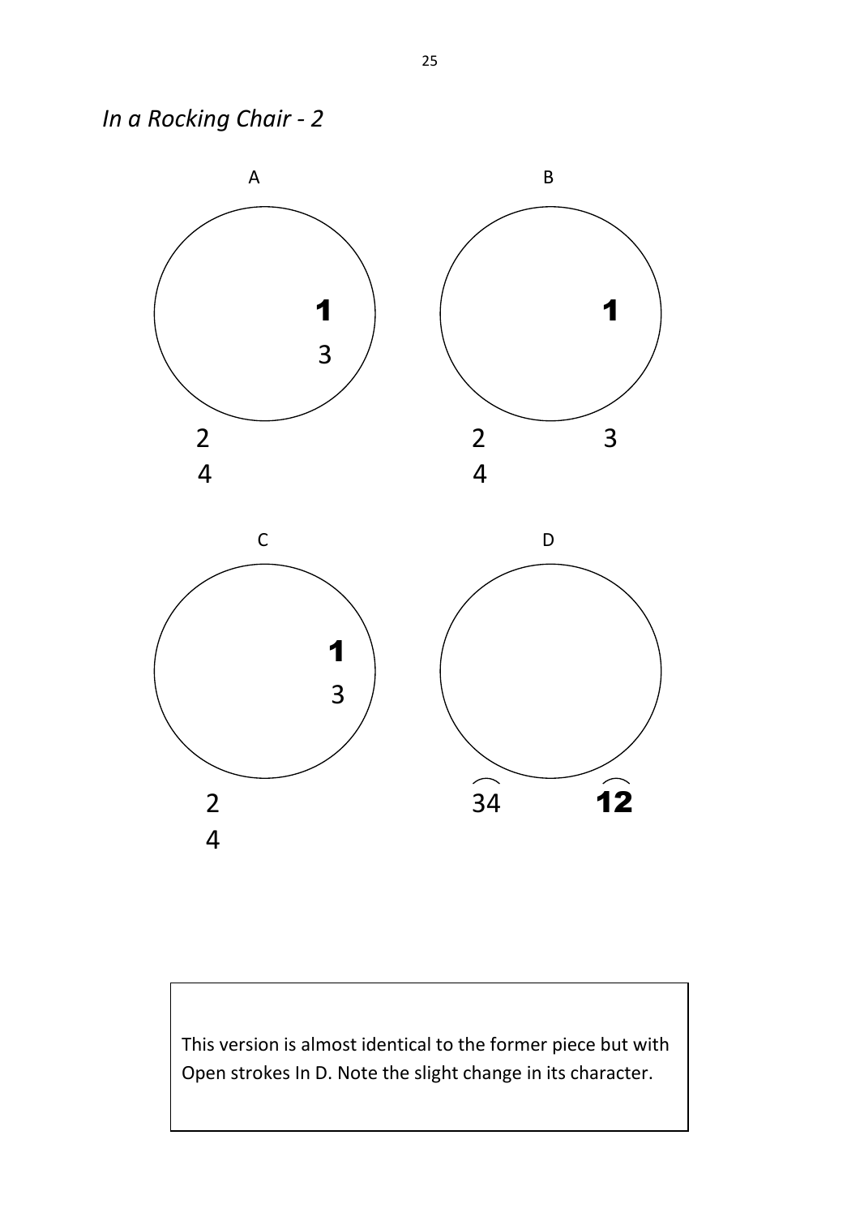*In a Rocking Chair - 2*

A

**1**
3

2
4

B

**1**

2
4

3

C

**1**
3

2
4

D

⌒
34

⌒
**12**

This version is almost identical to the former piece but with Open strokes In D. Note the slight change in its character.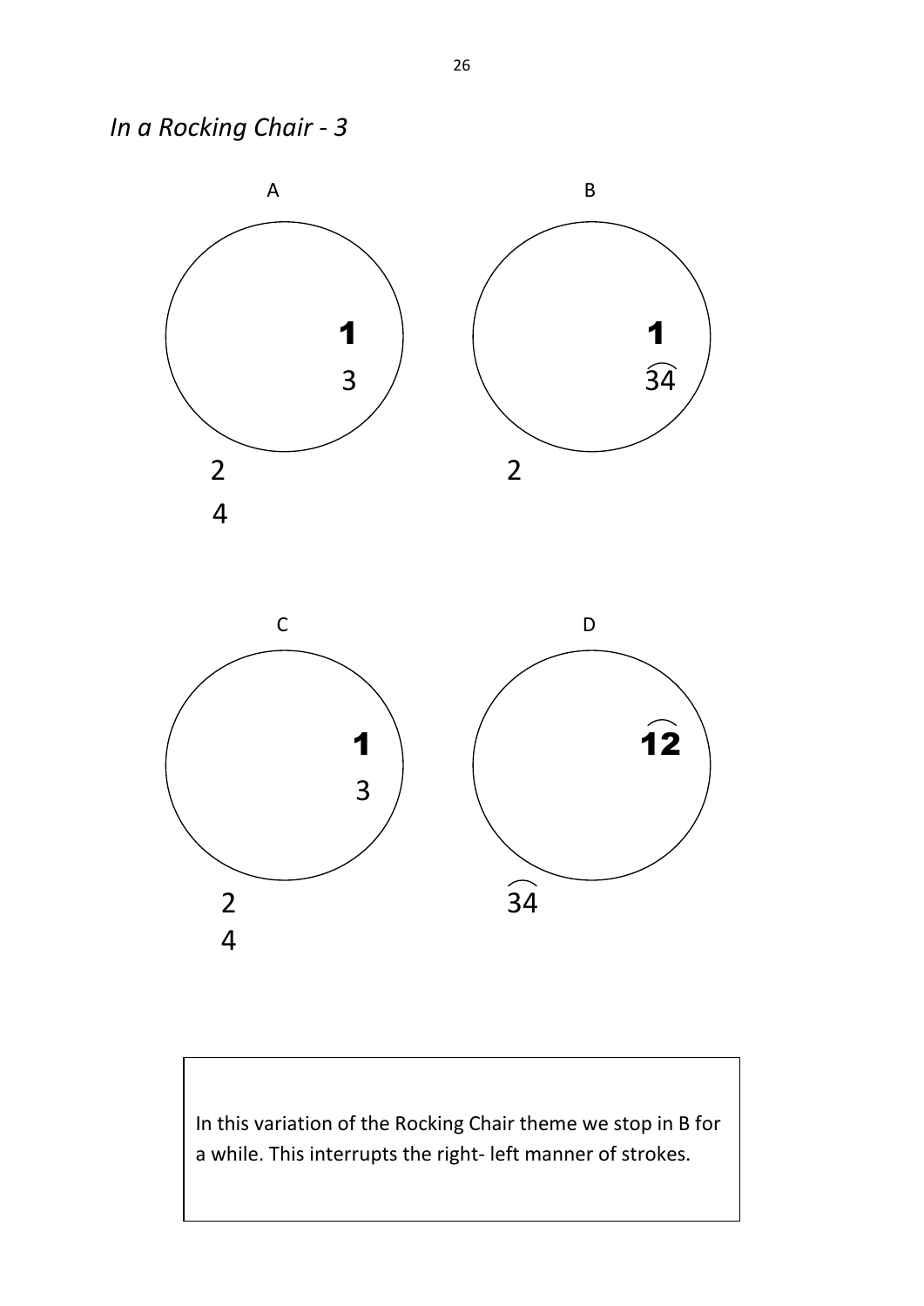*In a Rocking Chair - 3*

A

**1**

3

2

4

B

**1**

$\widehat{34}$

2

C

**1**

3

2

4

D

$\widehat{\mathbf{12}}$

$\widehat{34}$

In this variation of the Rocking Chair theme we stop in B for a while. This interrupts the right- left manner of strokes.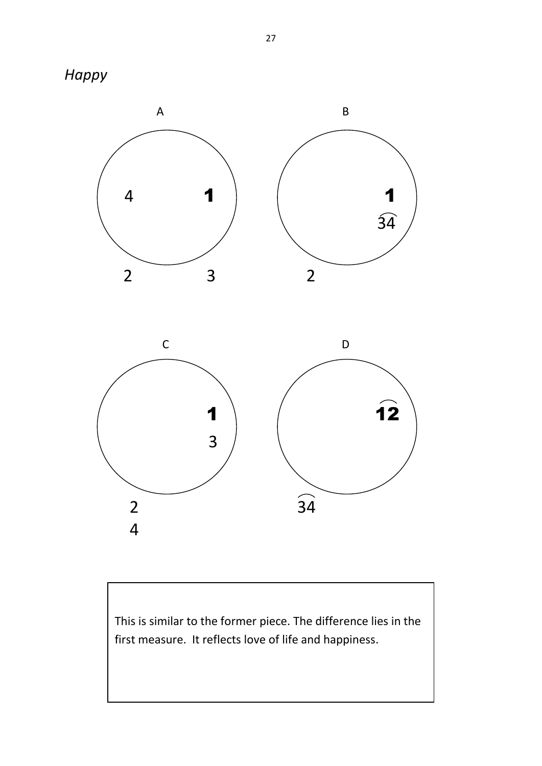*Happy*

A

4 **1**

2 3

B

**1**

$\widehat{34}$

2

C

**1**

3

2

4

D

$\widehat{\mathbf{12}}$

$\widehat{34}$

This is similar to the former piece. The difference lies in the first measure. It reflects love of life and happiness.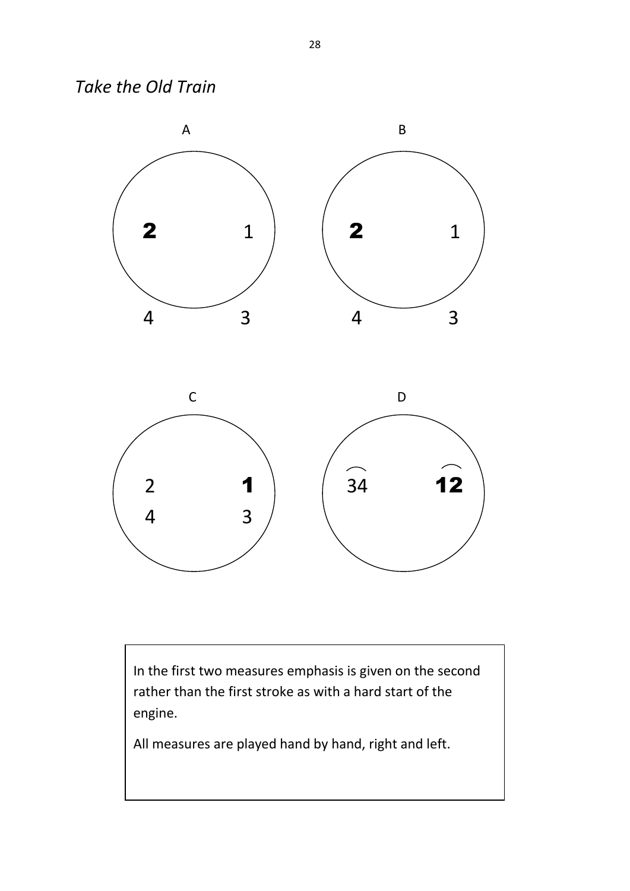*Take the Old Train*

A

**2** 1

4 3

B

**2** 1

4 3

C

2 **1**

4 3

D

34 **12**

In the first two measures emphasis is given on the second rather than the first stroke as with a hard start of the engine.

All measures are played hand by hand, right and left.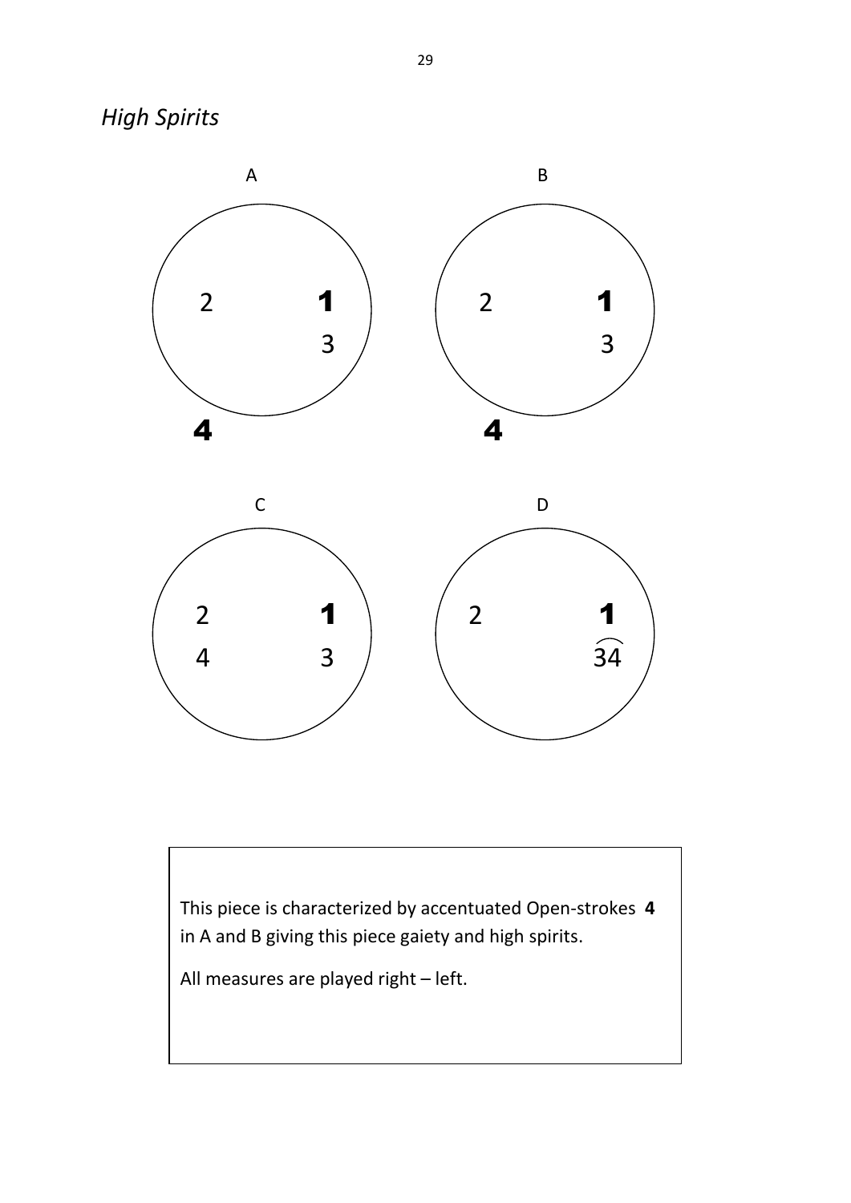*High Spirits*

A

2 **1**
3

**4**

B

2 **1**
3

**4**

C

2 **1**
4 3

D

2 **1**
$\widehat{34}$

This piece is characterized by accentuated Open-strokes **4** in A and B giving this piece gaiety and high spirits.

All measures are played right – left.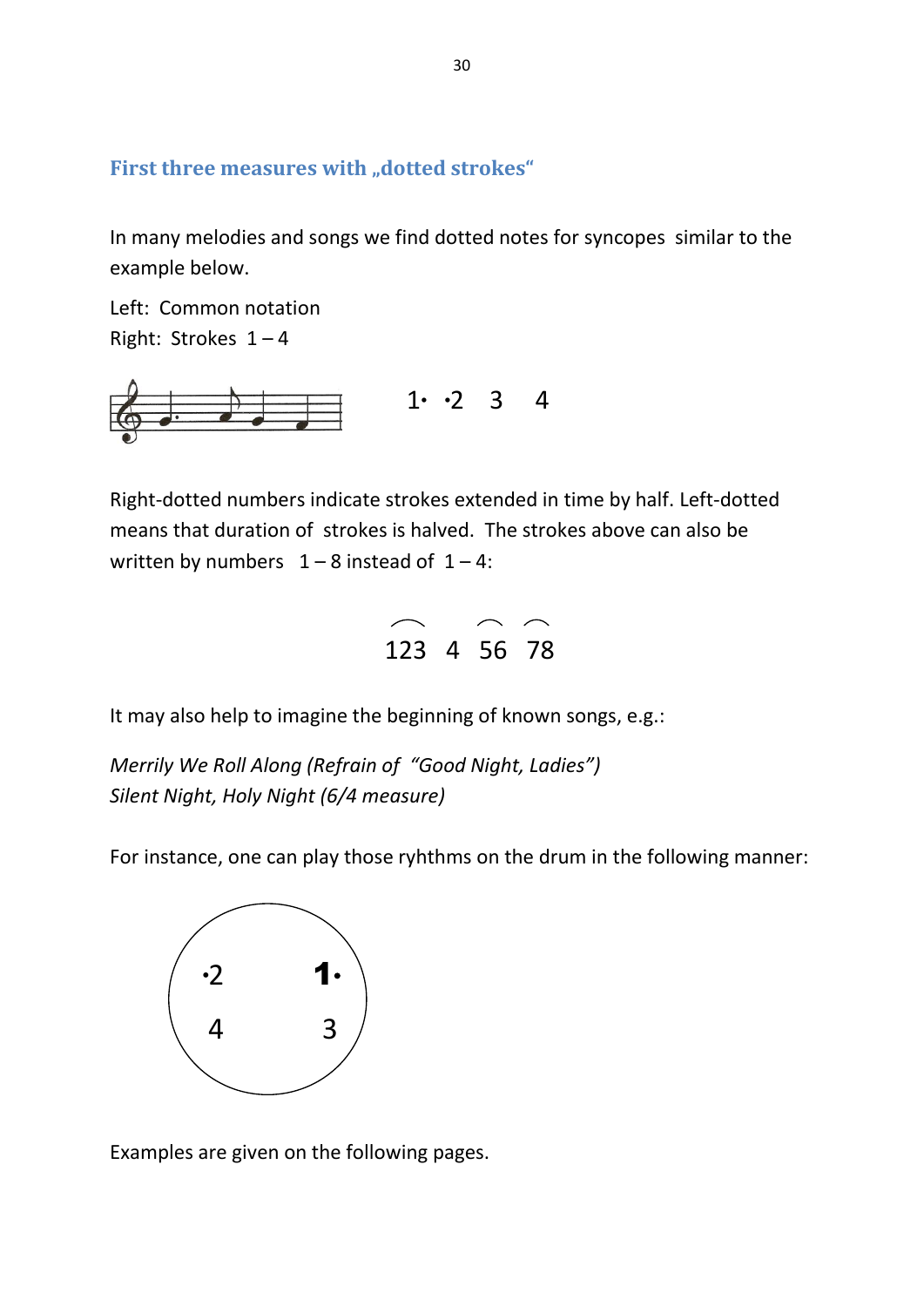## First three measures with „dotted strokes“

In many melodies and songs we find dotted notes for syncopes similar to the example below.

Left: Common notation
Right: Strokes 1 – 4

1• •2 3 4

Right-dotted numbers indicate strokes extended in time by half. Left-dotted means that duration of strokes is halved. The strokes above can also be written by numbers 1 – 8 instead of 1 – 4:

123 4 56 78

It may also help to imagine the beginning of known songs, e.g.:

*Merrily We Roll Along (Refrain of "Good Night, Ladies")*
*Silent Night, Holy Night (6/4 measure)*

For instance, one can play those ryhthms on the drum in the following manner:

•2 1•
4 3

Examples are given on the following pages.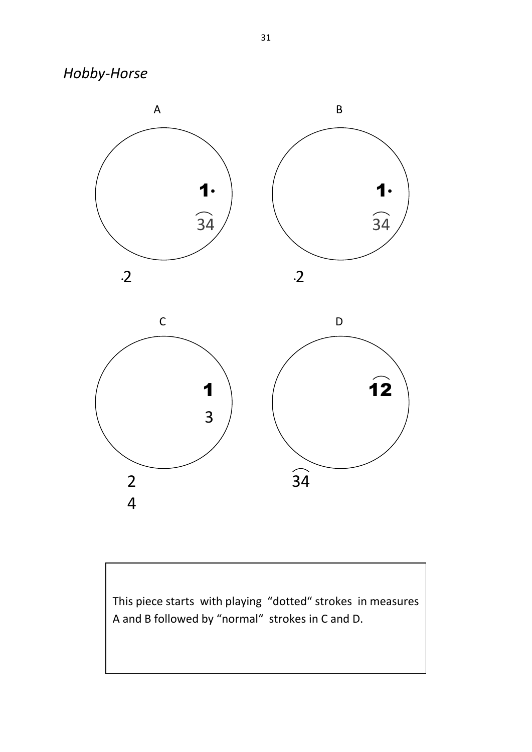*Hobby-Horse*

A

1·

$\overset{\frown}{34}$

·2

B

1·

$\overset{\frown}{34}$

·2

C

1

3

2

4

D

$\overset{\frown}{12}$

$\overset{\frown}{34}$

This piece starts with playing "dotted" strokes in measures A and B followed by "normal" strokes in C and D.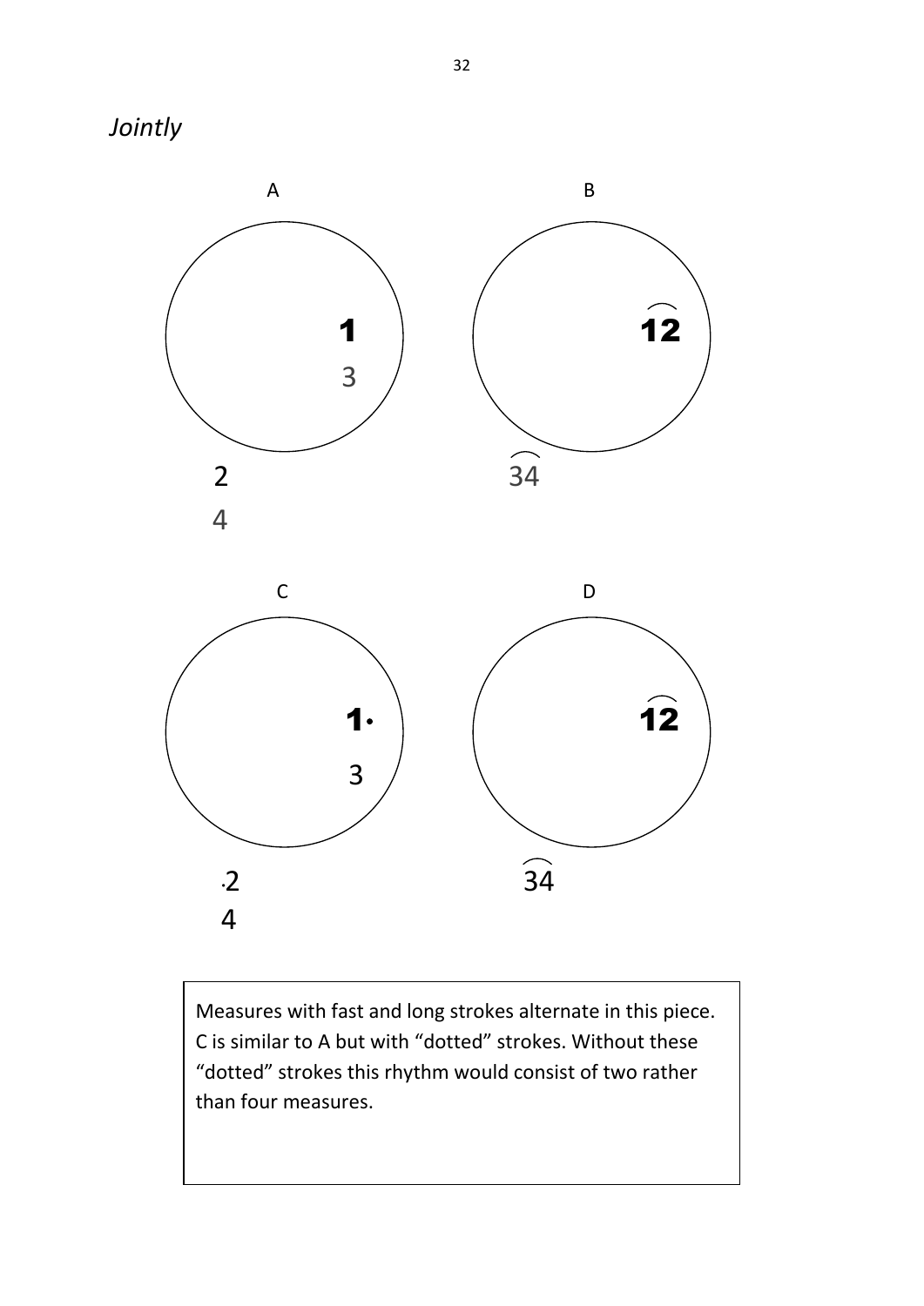*Jointly*

A

**1**

3

2

4

B

$\overset{\frown}{\mathbf{12}}$

$\overset{\frown}{34}$

C

**1**·

3

·2

4

D

$\overset{\frown}{\mathbf{12}}$

$\overset{\frown}{34}$

Measures with fast and long strokes alternate in this piece. C is similar to A but with "dotted" strokes. Without these "dotted" strokes this rhythm would consist of two rather than four measures.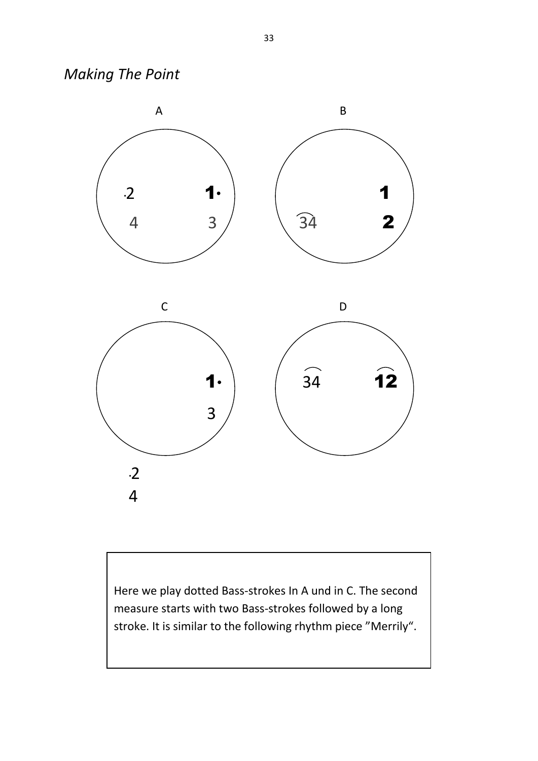*Making The Point*

A

·2 **1·**

4 3

B

**1**

34 **2**

C

**1·**

3

·2

4

D

34 **12**

Here we play dotted Bass-strokes In A und in C. The second measure starts with two Bass-strokes followed by a long stroke. It is similar to the following rhythm piece "Merrily".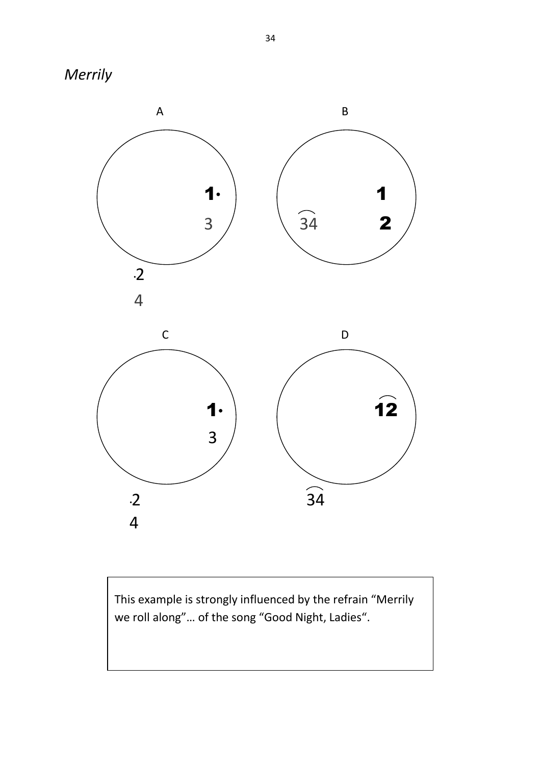*Merrily*

A

1·
3

·2
4

B

1
$\overset{\frown}{34}$ 2

C

1·
3

·2
4

D

$\overset{\frown}{12}$

$\overset{\frown}{34}$

This example is strongly influenced by the refrain "Merrily we roll along"… of the song "Good Night, Ladies".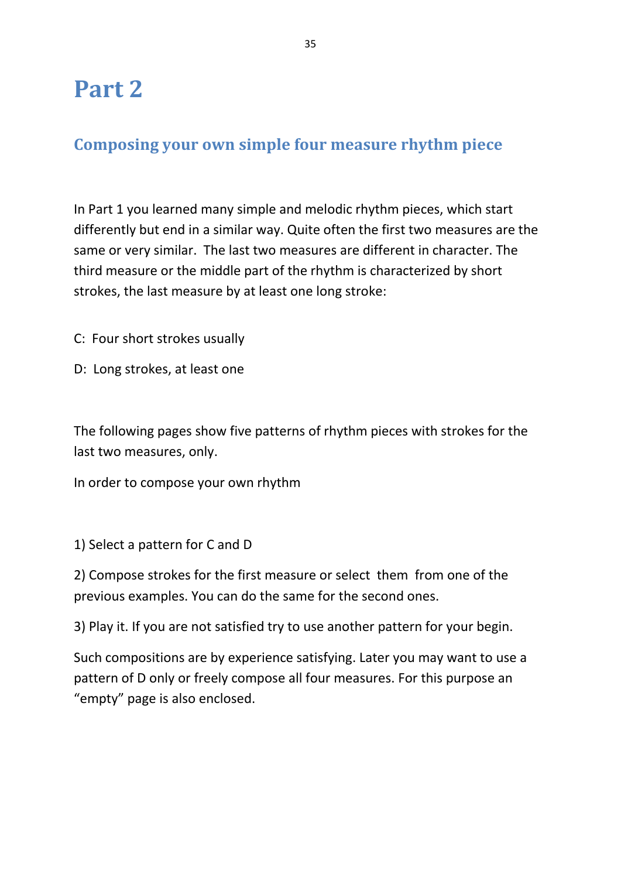# Part 2

## Composing your own simple four measure rhythm piece

In Part 1 you learned many simple and melodic rhythm pieces, which start differently but end in a similar way. Quite often the first two measures are the same or very similar. The last two measures are different in character. The third measure or the middle part of the rhythm is characterized by short strokes, the last measure by at least one long stroke:

C: Four short strokes usually

D: Long strokes, at least one

The following pages show five patterns of rhythm pieces with strokes for the last two measures, only.

In order to compose your own rhythm

1) Select a pattern for C and D

2) Compose strokes for the first measure or select them from one of the previous examples. You can do the same for the second ones.

3) Play it. If you are not satisfied try to use another pattern for your begin.

Such compositions are by experience satisfying. Later you may want to use a pattern of D only or freely compose all four measures. For this purpose an "empty" page is also enclosed.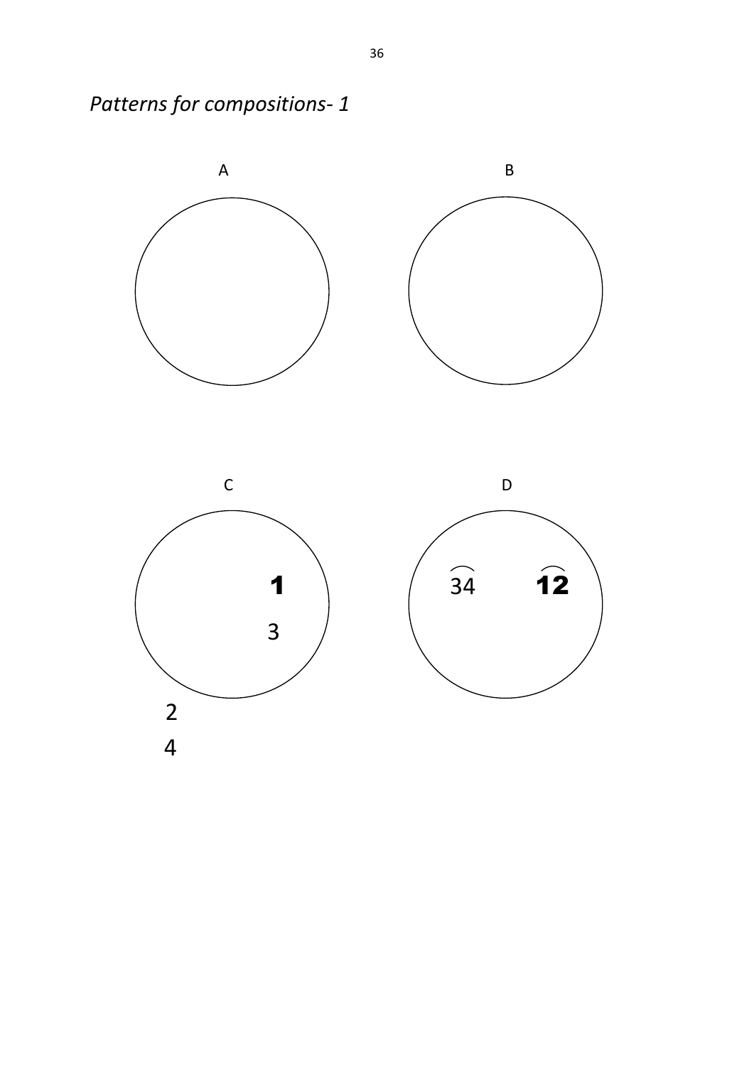*Patterns for compositions- 1*

A

B

C

1

3

2

4

D

34 12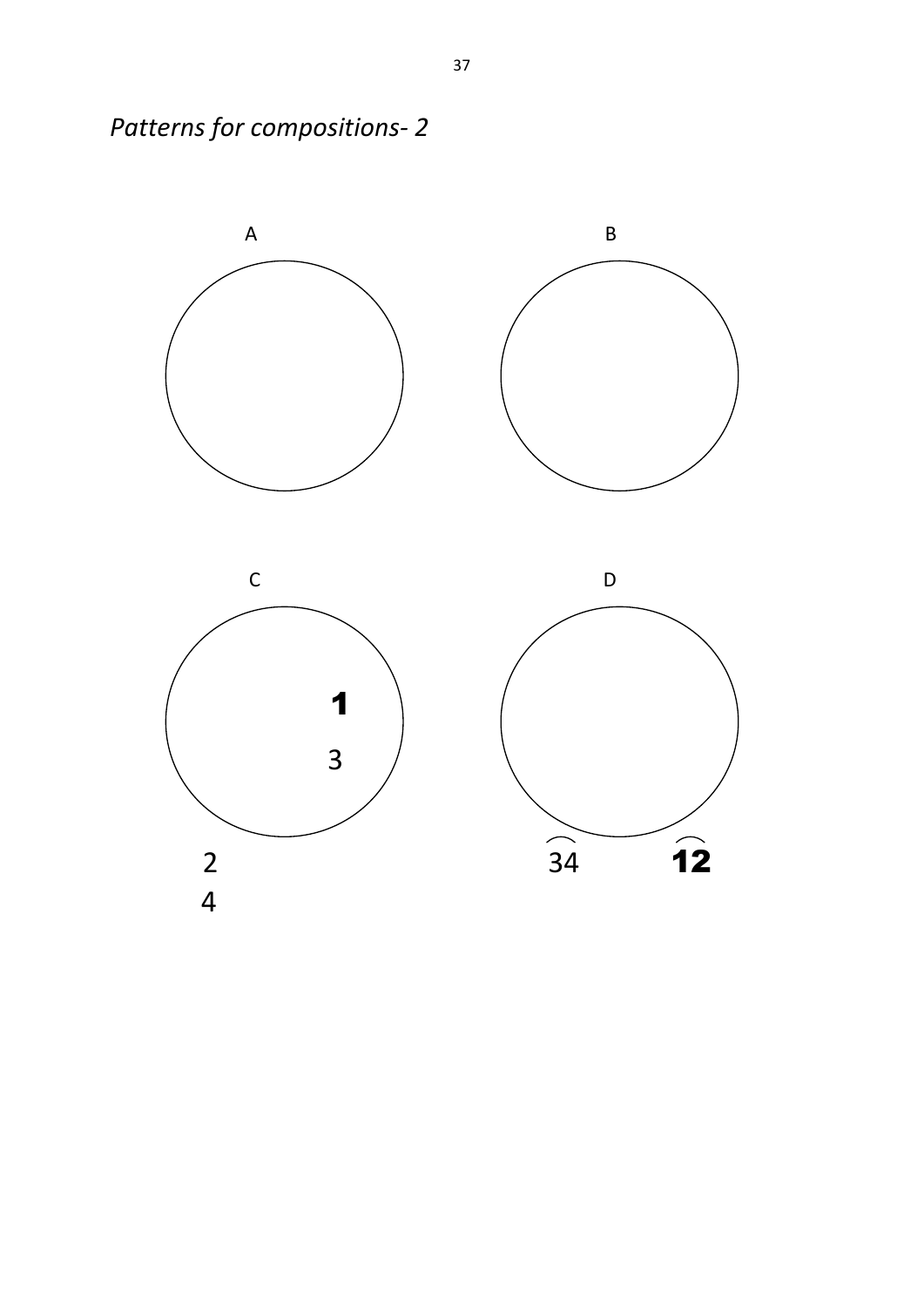*Patterns for compositions- 2*

A

B

C

**1**

3

2

4

D

34 **12**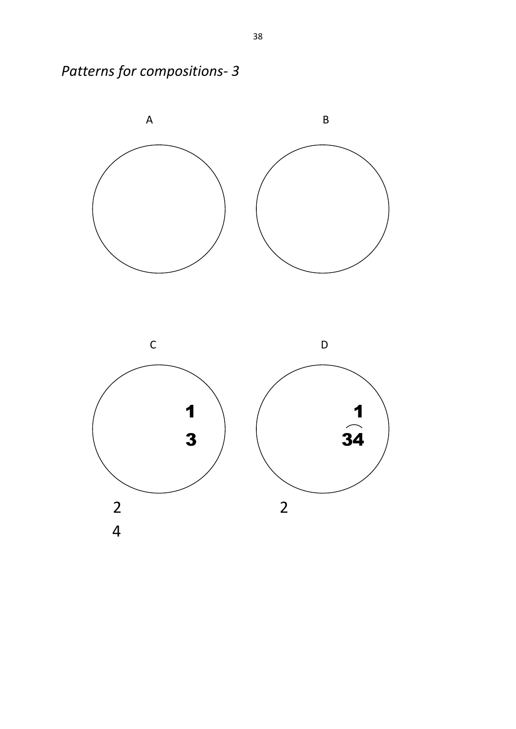*Patterns for compositions- 3*

A

B

C

**1**

**3**

2

4

D

**1**

**34**

2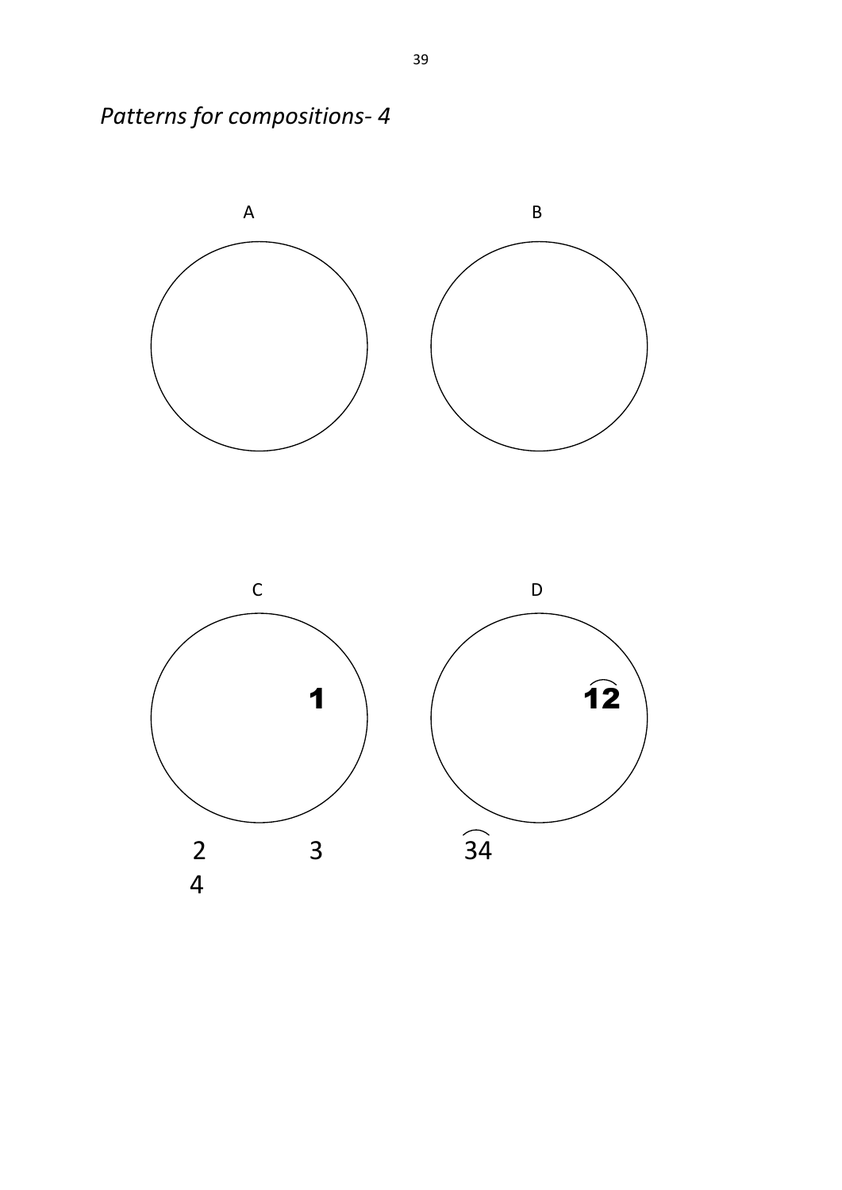*Patterns for compositions- 4*

A

B

C

**1**

2 3

4

D

**$\overset{\frown}{12}$**

$\overset{\frown}{34}$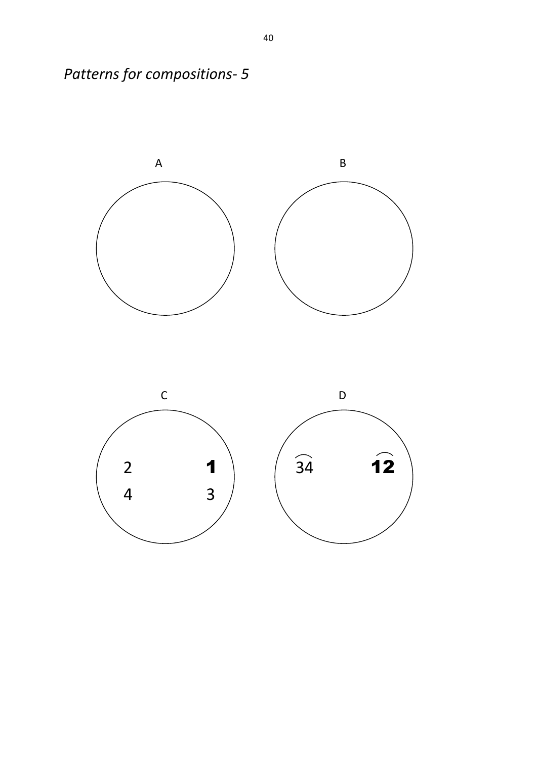*Patterns for compositions- 5*

A

B

C

2 **1**

4 3

D

$\widehat{34}$ $\widehat{\mathbf{12}}$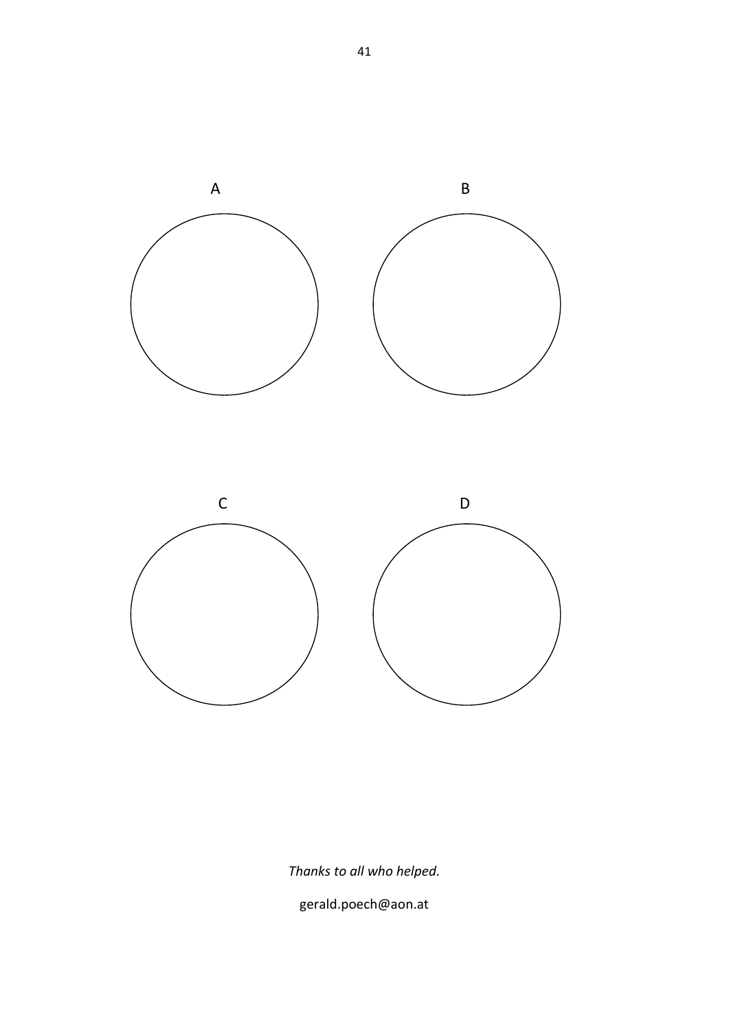A

B

C

D

*Thanks to all who helped.*

gerald.poech@aon.at